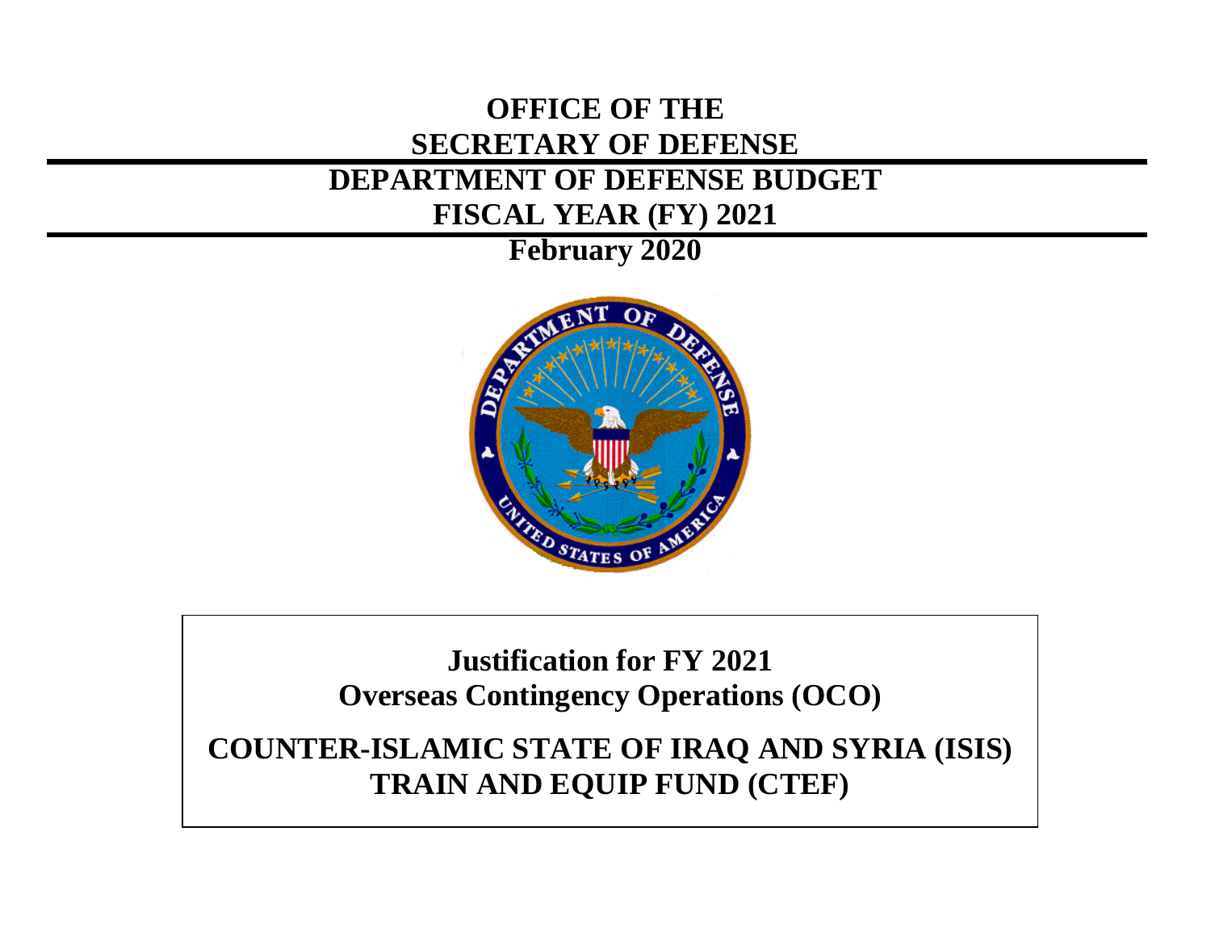# OFFICE OF THE SECRETARY OF DEFENSE

# DEPARTMENT OF DEFENSE BUDGET

# FISCAL YEAR (FY) 2021

**February 2020**

## Justification for FY 2021

## Overseas Contingency Operations (OCO)

## COUNTER-ISLAMIC STATE OF IRAQ AND SYRIA (ISIS) TRAIN AND EQUIP FUND (CTEF)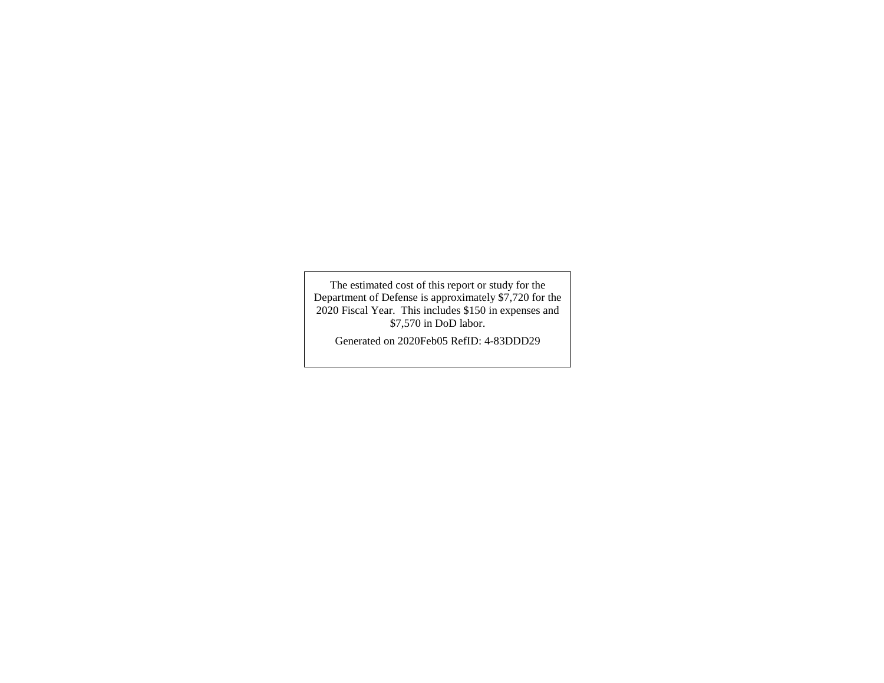The estimated cost of this report or study for the Department of Defense is approximately $7,720 for the 2020 Fiscal Year. This includes $150 in expenses and $7,570 in DoD labor.

Generated on 2020Feb05 RefID: 4-83DDD29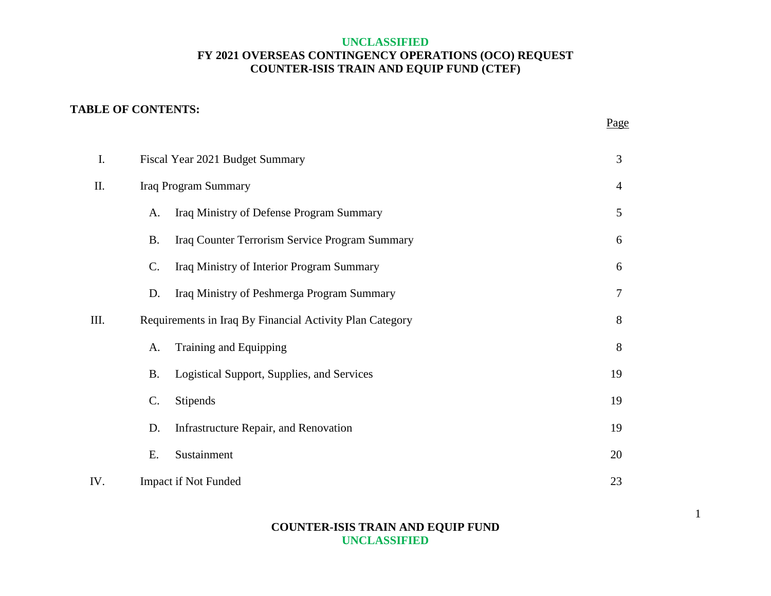**UNCLASSIFIED**

**FY 2021 OVERSEAS CONTINGENCY OPERATIONS (OCO) REQUEST**
**COUNTER-ISIS TRAIN AND EQUIP FUND (CTEF)**

**TABLE OF CONTENTS:**

| | | Page |
|---|---|---|
| I. | Fiscal Year 2021 Budget Summary | 3 |
| II. | Iraq Program Summary | 4 |
| | A. Iraq Ministry of Defense Program Summary | 5 |
| | B. Iraq Counter Terrorism Service Program Summary | 6 |
| | C. Iraq Ministry of Interior Program Summary | 6 |
| | D. Iraq Ministry of Peshmerga Program Summary | 7 |
| III. | Requirements in Iraq By Financial Activity Plan Category | 8 |
| | A. Training and Equipping | 8 |
| | B. Logistical Support, Supplies, and Services | 19 |
| | C. Stipends | 19 |
| | D. Infrastructure Repair, and Renovation | 19 |
| | E. Sustainment | 20 |
| IV. | Impact if Not Funded | 23 |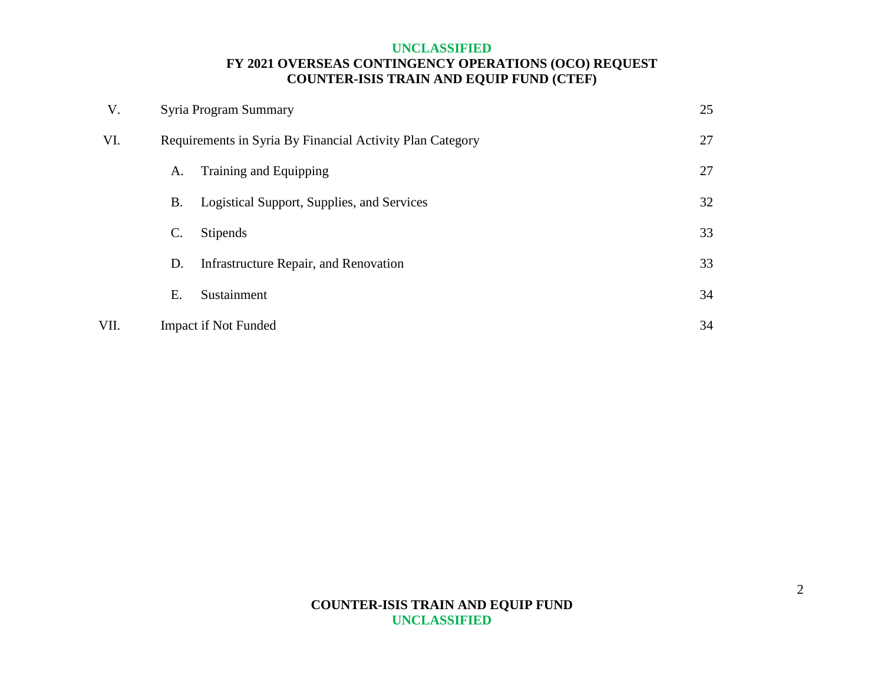| | | | |
|---|---|---|---|
| V. | Syria Program Summary | | 25 |
| VI. | Requirements in Syria By Financial Activity Plan Category | | 27 |
| | A. | Training and Equipping | 27 |
| | B. | Logistical Support, Supplies, and Services | 32 |
| | C. | Stipends | 33 |
| | D. | Infrastructure Repair, and Renovation | 33 |
| | E. | Sustainment | 34 |
| VII. | Impact if Not Funded | | 34 |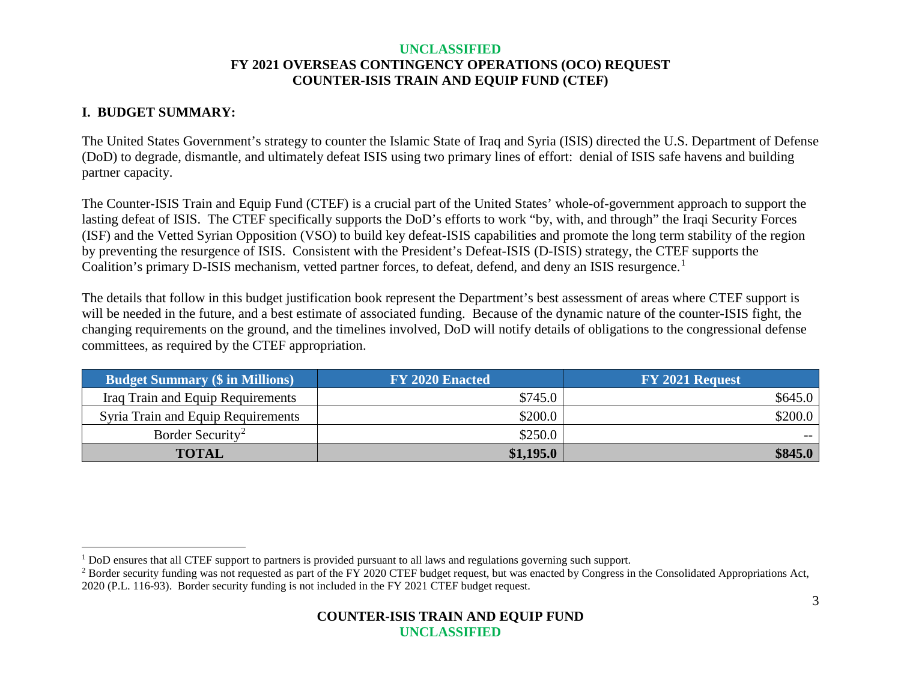# UNCLASSIFIED
# FY 2021 OVERSEAS CONTINGENCY OPERATIONS (OCO) REQUEST
# COUNTER-ISIS TRAIN AND EQUIP FUND (CTEF)

## I. BUDGET SUMMARY:

The United States Government's strategy to counter the Islamic State of Iraq and Syria (ISIS) directed the U.S. Department of Defense (DoD) to degrade, dismantle, and ultimately defeat ISIS using two primary lines of effort: denial of ISIS safe havens and building partner capacity.

The Counter-ISIS Train and Equip Fund (CTEF) is a crucial part of the United States' whole-of-government approach to support the lasting defeat of ISIS. The CTEF specifically supports the DoD's efforts to work "by, with, and through" the Iraqi Security Forces (ISF) and the Vetted Syrian Opposition (VSO) to build key defeat-ISIS capabilities and promote the long term stability of the region by preventing the resurgence of ISIS. Consistent with the President's Defeat-ISIS (D-ISIS) strategy, the CTEF supports the Coalition's primary D-ISIS mechanism, vetted partner forces, to defeat, defend, and deny an ISIS resurgence.[1]

The details that follow in this budget justification book represent the Department's best assessment of areas where CTEF support is will be needed in the future, and a best estimate of associated funding. Because of the dynamic nature of the counter-ISIS fight, the changing requirements on the ground, and the timelines involved, DoD will notify details of obligations to the congressional defense committees, as required by the CTEF appropriation.

| Budget Summary ($ in Millions) | FY 2020 Enacted | FY 2021 Request |
|---|---|---|
| Iraq Train and Equip Requirements | $745.0 | $645.0 |
| Syria Train and Equip Requirements | $200.0 | $200.0 |
| Border Security[2] | $250.0 | -- |
| **TOTAL** | **$1,195.0** | **$845.0** |

[1] DoD ensures that all CTEF support to partners is provided pursuant to all laws and regulations governing such support.

[2] Border security funding was not requested as part of the FY 2020 CTEF budget request, but was enacted by Congress in the Consolidated Appropriations Act, 2020 (P.L. 116-93). Border security funding is not included in the FY 2021 CTEF budget request.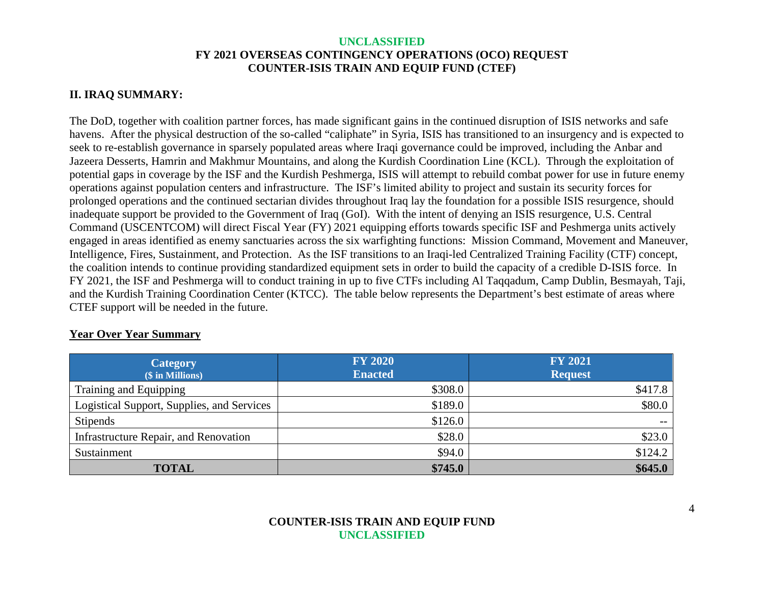## II. IRAQ SUMMARY:

The DoD, together with coalition partner forces, has made significant gains in the continued disruption of ISIS networks and safe havens. After the physical destruction of the so-called "caliphate" in Syria, ISIS has transitioned to an insurgency and is expected to seek to re-establish governance in sparsely populated areas where Iraqi governance could be improved, including the Anbar and Jazeera Desserts, Hamrin and Makhmur Mountains, and along the Kurdish Coordination Line (KCL). Through the exploitation of potential gaps in coverage by the ISF and the Kurdish Peshmerga, ISIS will attempt to rebuild combat power for use in future enemy operations against population centers and infrastructure. The ISF's limited ability to project and sustain its security forces for prolonged operations and the continued sectarian divides throughout Iraq lay the foundation for a possible ISIS resurgence, should inadequate support be provided to the Government of Iraq (GoI). With the intent of denying an ISIS resurgence, U.S. Central Command (USCENTCOM) will direct Fiscal Year (FY) 2021 equipping efforts towards specific ISF and Peshmerga units actively engaged in areas identified as enemy sanctuaries across the six warfighting functions: Mission Command, Movement and Maneuver, Intelligence, Fires, Sustainment, and Protection. As the ISF transitions to an Iraqi-led Centralized Training Facility (CTF) concept, the coalition intends to continue providing standardized equipment sets in order to build the capacity of a credible D-ISIS force. In FY 2021, the ISF and Peshmerga will to conduct training in up to five CTFs including Al Taqqadum, Camp Dublin, Besmayah, Taji, and the Kurdish Training Coordination Center (KTCC). The table below represents the Department's best estimate of areas where CTEF support will be needed in the future.

**Year Over Year Summary**

| Category ($ in Millions) | FY 2020 Enacted | FY 2021 Request |
|---|---|---|
| Training and Equipping | $308.0 | $417.8 |
| Logistical Support, Supplies, and Services | $189.0 | $80.0 |
| Stipends | $126.0 | -- |
| Infrastructure Repair, and Renovation | $28.0 | $23.0 |
| Sustainment | $94.0 | $124.2 |
| **TOTAL** | **$745.0** | **$645.0** |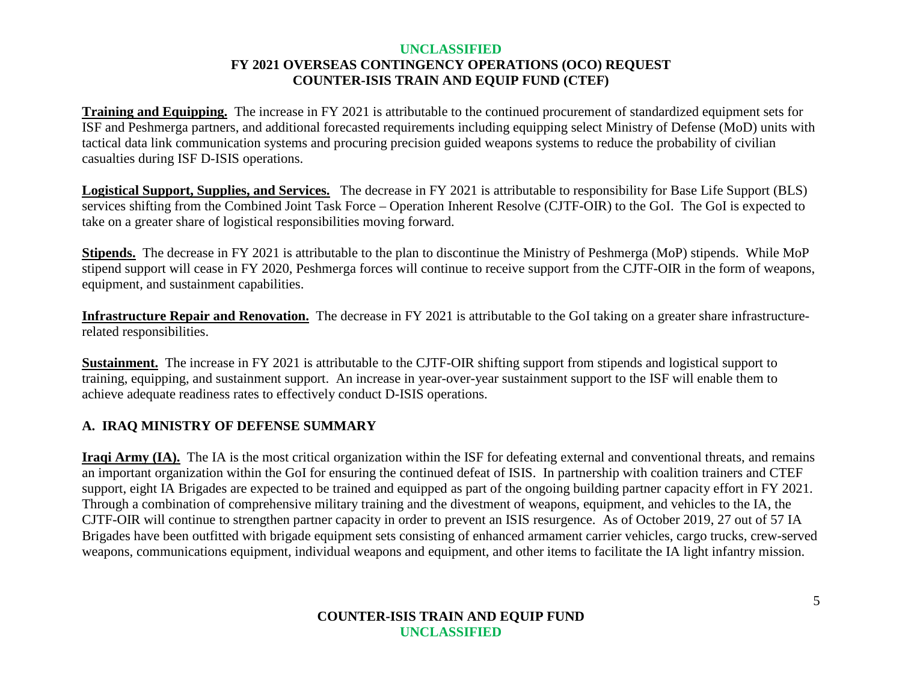**Training and Equipping.** The increase in FY 2021 is attributable to the continued procurement of standardized equipment sets for ISF and Peshmerga partners, and additional forecasted requirements including equipping select Ministry of Defense (MoD) units with tactical data link communication systems and procuring precision guided weapons systems to reduce the probability of civilian casualties during ISF D-ISIS operations.

**Logistical Support, Supplies, and Services.** The decrease in FY 2021 is attributable to responsibility for Base Life Support (BLS) services shifting from the Combined Joint Task Force – Operation Inherent Resolve (CJTF-OIR) to the GoI. The GoI is expected to take on a greater share of logistical responsibilities moving forward.

**Stipends.** The decrease in FY 2021 is attributable to the plan to discontinue the Ministry of Peshmerga (MoP) stipends. While MoP stipend support will cease in FY 2020, Peshmerga forces will continue to receive support from the CJTF-OIR in the form of weapons, equipment, and sustainment capabilities.

**Infrastructure Repair and Renovation.** The decrease in FY 2021 is attributable to the GoI taking on a greater share infrastructure-related responsibilities.

**Sustainment.** The increase in FY 2021 is attributable to the CJTF-OIR shifting support from stipends and logistical support to training, equipping, and sustainment support. An increase in year-over-year sustainment support to the ISF will enable them to achieve adequate readiness rates to effectively conduct D-ISIS operations.

## A. IRAQ MINISTRY OF DEFENSE SUMMARY

**Iraqi Army (IA).** The IA is the most critical organization within the ISF for defeating external and conventional threats, and remains an important organization within the GoI for ensuring the continued defeat of ISIS. In partnership with coalition trainers and CTEF support, eight IA Brigades are expected to be trained and equipped as part of the ongoing building partner capacity effort in FY 2021. Through a combination of comprehensive military training and the divestment of weapons, equipment, and vehicles to the IA, the CJTF-OIR will continue to strengthen partner capacity in order to prevent an ISIS resurgence. As of October 2019, 27 out of 57 IA Brigades have been outfitted with brigade equipment sets consisting of enhanced armament carrier vehicles, cargo trucks, crew-served weapons, communications equipment, individual weapons and equipment, and other items to facilitate the IA light infantry mission.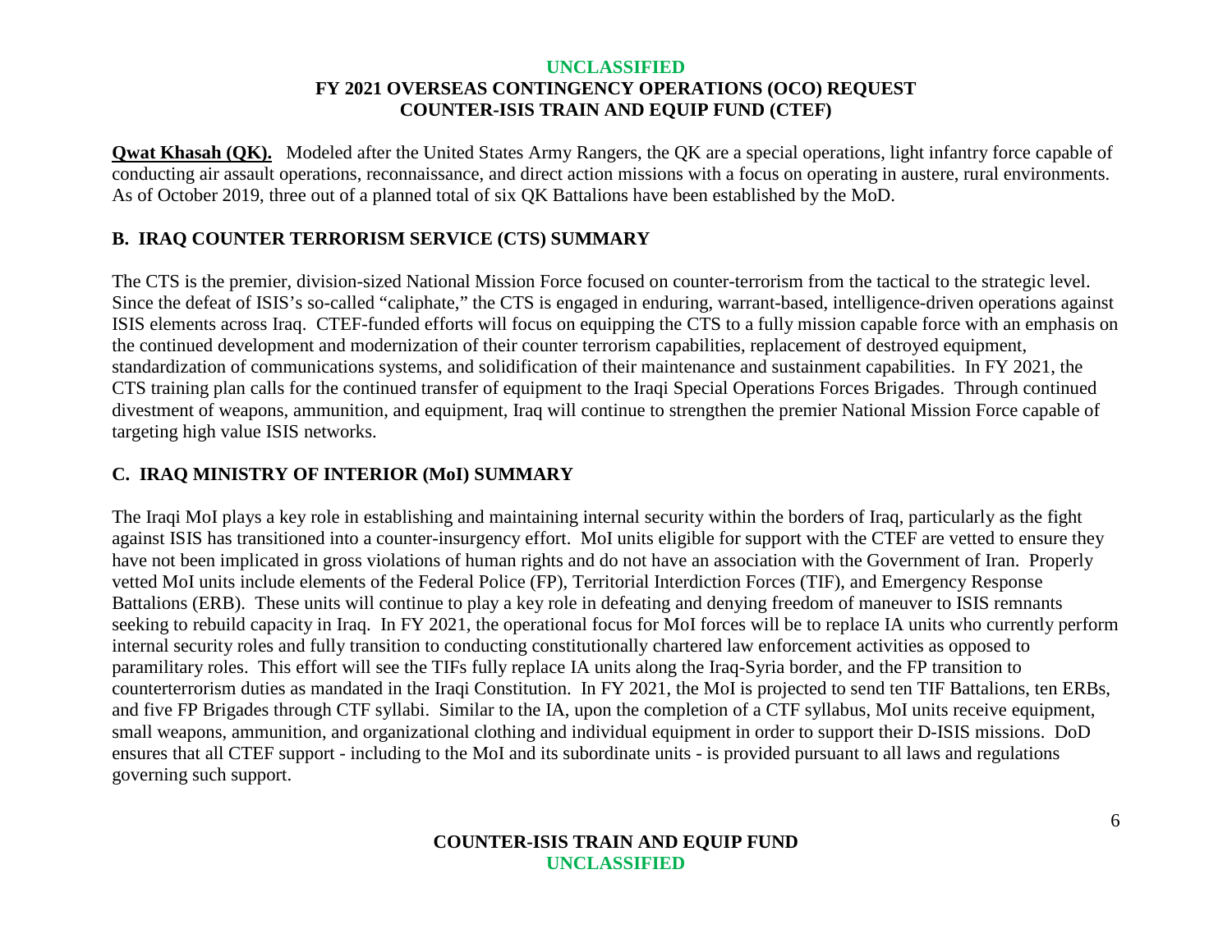**Qwat Khasah (QK).** Modeled after the United States Army Rangers, the QK are a special operations, light infantry force capable of conducting air assault operations, reconnaissance, and direct action missions with a focus on operating in austere, rural environments. As of October 2019, three out of a planned total of six QK Battalions have been established by the MoD.

## B. IRAQ COUNTER TERRORISM SERVICE (CTS) SUMMARY

The CTS is the premier, division-sized National Mission Force focused on counter-terrorism from the tactical to the strategic level. Since the defeat of ISIS's so-called "caliphate," the CTS is engaged in enduring, warrant-based, intelligence-driven operations against ISIS elements across Iraq. CTEF-funded efforts will focus on equipping the CTS to a fully mission capable force with an emphasis on the continued development and modernization of their counter terrorism capabilities, replacement of destroyed equipment, standardization of communications systems, and solidification of their maintenance and sustainment capabilities. In FY 2021, the CTS training plan calls for the continued transfer of equipment to the Iraqi Special Operations Forces Brigades. Through continued divestment of weapons, ammunition, and equipment, Iraq will continue to strengthen the premier National Mission Force capable of targeting high value ISIS networks.

## C. IRAQ MINISTRY OF INTERIOR (MoI) SUMMARY

The Iraqi MoI plays a key role in establishing and maintaining internal security within the borders of Iraq, particularly as the fight against ISIS has transitioned into a counter-insurgency effort. MoI units eligible for support with the CTEF are vetted to ensure they have not been implicated in gross violations of human rights and do not have an association with the Government of Iran. Properly vetted MoI units include elements of the Federal Police (FP), Territorial Interdiction Forces (TIF), and Emergency Response Battalions (ERB). These units will continue to play a key role in defeating and denying freedom of maneuver to ISIS remnants seeking to rebuild capacity in Iraq. In FY 2021, the operational focus for MoI forces will be to replace IA units who currently perform internal security roles and fully transition to conducting constitutionally chartered law enforcement activities as opposed to paramilitary roles. This effort will see the TIFs fully replace IA units along the Iraq-Syria border, and the FP transition to counterterrorism duties as mandated in the Iraqi Constitution. In FY 2021, the MoI is projected to send ten TIF Battalions, ten ERBs, and five FP Brigades through CTF syllabi. Similar to the IA, upon the completion of a CTF syllabus, MoI units receive equipment, small weapons, ammunition, and organizational clothing and individual equipment in order to support their D-ISIS missions. DoD ensures that all CTEF support - including to the MoI and its subordinate units - is provided pursuant to all laws and regulations governing such support.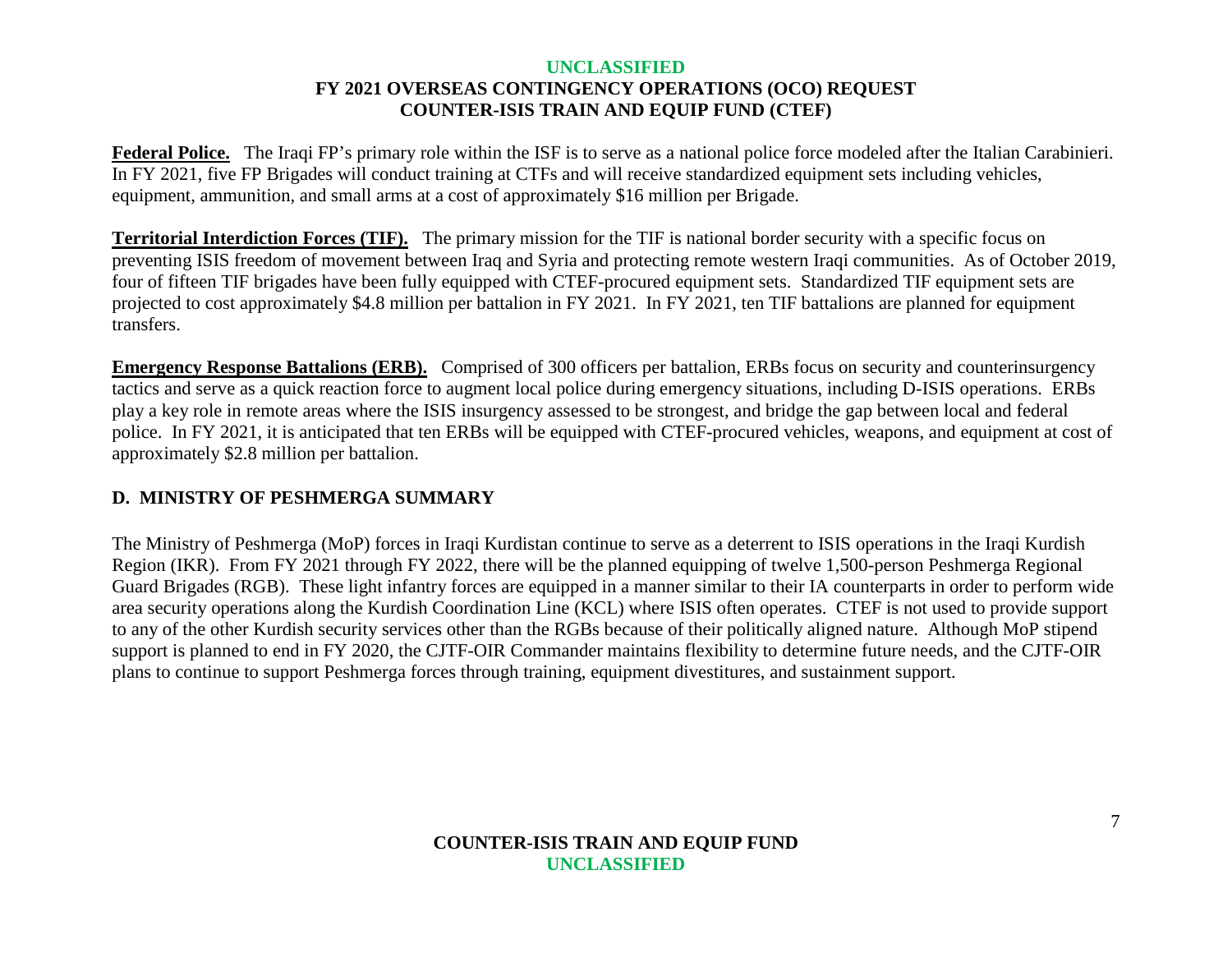**Federal Police.** The Iraqi FP's primary role within the ISF is to serve as a national police force modeled after the Italian Carabinieri. In FY 2021, five FP Brigades will conduct training at CTFs and will receive standardized equipment sets including vehicles, equipment, ammunition, and small arms at a cost of approximately $16 million per Brigade.

**Territorial Interdiction Forces (TIF).** The primary mission for the TIF is national border security with a specific focus on preventing ISIS freedom of movement between Iraq and Syria and protecting remote western Iraqi communities. As of October 2019, four of fifteen TIF brigades have been fully equipped with CTEF-procured equipment sets. Standardized TIF equipment sets are projected to cost approximately $4.8 million per battalion in FY 2021. In FY 2021, ten TIF battalions are planned for equipment transfers.

**Emergency Response Battalions (ERB).** Comprised of 300 officers per battalion, ERBs focus on security and counterinsurgency tactics and serve as a quick reaction force to augment local police during emergency situations, including D-ISIS operations. ERBs play a key role in remote areas where the ISIS insurgency assessed to be strongest, and bridge the gap between local and federal police. In FY 2021, it is anticipated that ten ERBs will be equipped with CTEF-procured vehicles, weapons, and equipment at cost of approximately $2.8 million per battalion.

## D. MINISTRY OF PESHMERGA SUMMARY

The Ministry of Peshmerga (MoP) forces in Iraqi Kurdistan continue to serve as a deterrent to ISIS operations in the Iraqi Kurdish Region (IKR). From FY 2021 through FY 2022, there will be the planned equipping of twelve 1,500-person Peshmerga Regional Guard Brigades (RGB). These light infantry forces are equipped in a manner similar to their IA counterparts in order to perform wide area security operations along the Kurdish Coordination Line (KCL) where ISIS often operates. CTEF is not used to provide support to any of the other Kurdish security services other than the RGBs because of their politically aligned nature. Although MoP stipend support is planned to end in FY 2020, the CJTF-OIR Commander maintains flexibility to determine future needs, and the CJTF-OIR plans to continue to support Peshmerga forces through training, equipment divestitures, and sustainment support.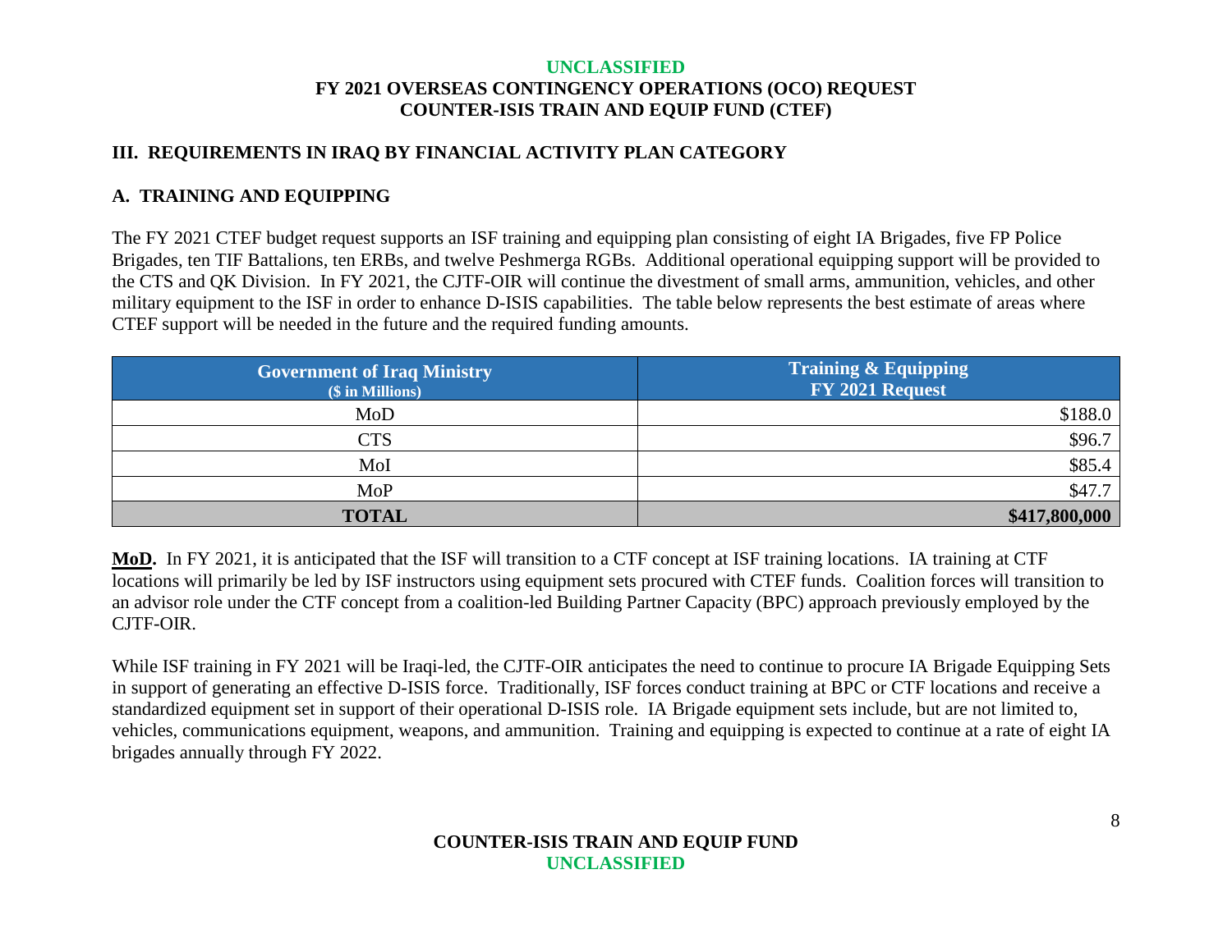## III. REQUIREMENTS IN IRAQ BY FINANCIAL ACTIVITY PLAN CATEGORY

### A. TRAINING AND EQUIPPING

The FY 2021 CTEF budget request supports an ISF training and equipping plan consisting of eight IA Brigades, five FP Police Brigades, ten TIF Battalions, ten ERBs, and twelve Peshmerga RGBs. Additional operational equipping support will be provided to the CTS and QK Division. In FY 2021, the CJTF-OIR will continue the divestment of small arms, ammunition, vehicles, and other military equipment to the ISF in order to enhance D-ISIS capabilities. The table below represents the best estimate of areas where CTEF support will be needed in the future and the required funding amounts.

| Government of Iraq Ministry ($ in Millions) | Training & Equipping FY 2021 Request |
|---|---|
| MoD | $188.0 |
| CTS | $96.7 |
| MoI | $85.4 |
| MoP | $47.7 |
| **TOTAL** | **$417,800,000** |

**MoD.** In FY 2021, it is anticipated that the ISF will transition to a CTF concept at ISF training locations. IA training at CTF locations will primarily be led by ISF instructors using equipment sets procured with CTEF funds. Coalition forces will transition to an advisor role under the CTF concept from a coalition-led Building Partner Capacity (BPC) approach previously employed by the CJTF-OIR.

While ISF training in FY 2021 will be Iraqi-led, the CJTF-OIR anticipates the need to continue to procure IA Brigade Equipping Sets in support of generating an effective D-ISIS force. Traditionally, ISF forces conduct training at BPC or CTF locations and receive a standardized equipment set in support of their operational D-ISIS role. IA Brigade equipment sets include, but are not limited to, vehicles, communications equipment, weapons, and ammunition. Training and equipping is expected to continue at a rate of eight IA brigades annually through FY 2022.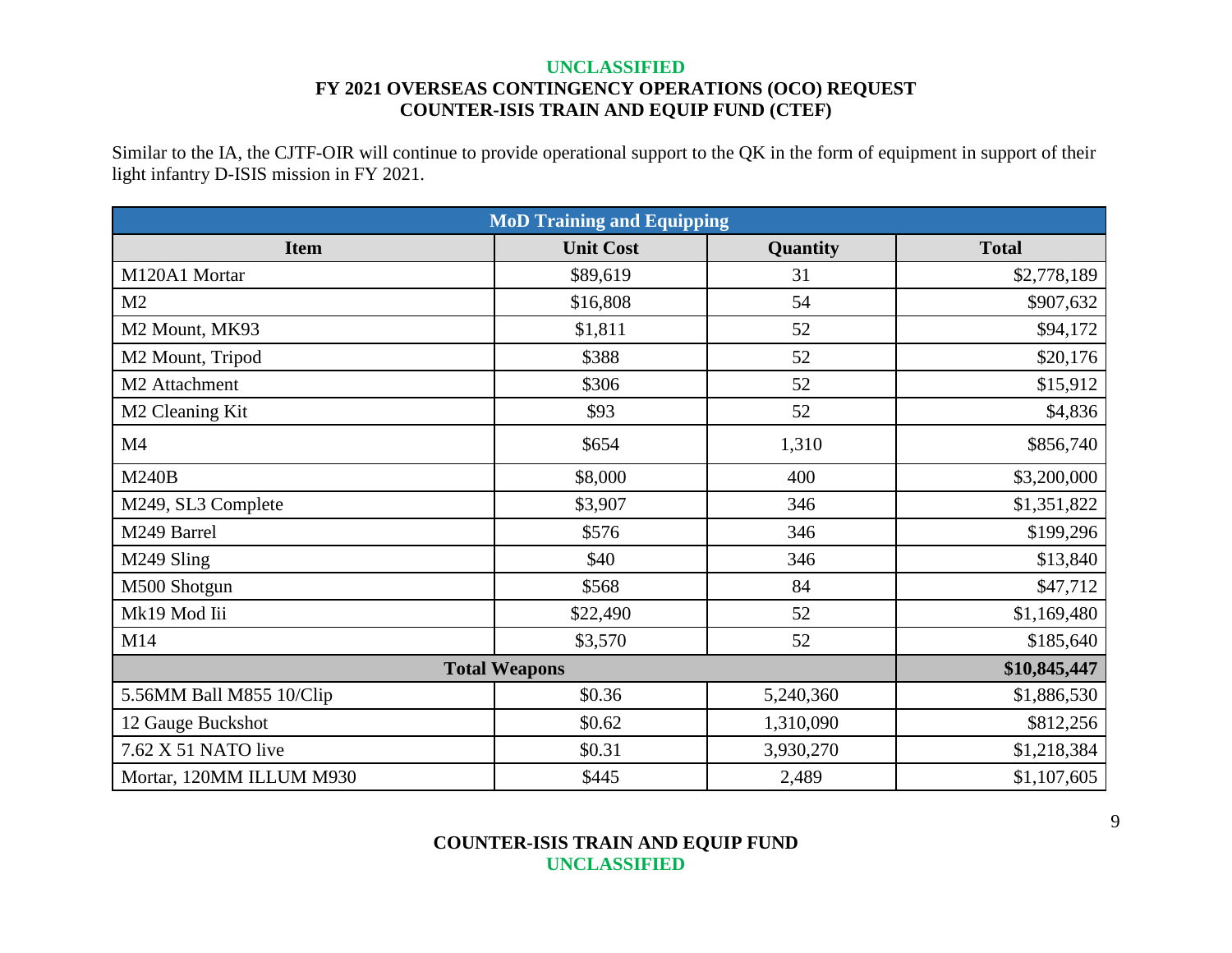Similar to the IA, the CJTF-OIR will continue to provide operational support to the QK in the form of equipment in support of their light infantry D-ISIS mission in FY 2021.

| MoD Training and Equipping | | | |
|---|---|---|---|
| **Item** | **Unit Cost** | **Quantity** | **Total** |
| M120A1 Mortar | $89,619 | 31 | $2,778,189 |
| M2 | $16,808 | 54 | $907,632 |
| M2 Mount, MK93 | $1,811 | 52 | $94,172 |
| M2 Mount, Tripod | $388 | 52 | $20,176 |
| M2 Attachment | $306 | 52 | $15,912 |
| M2 Cleaning Kit | $93 | 52 | $4,836 |
| M4 | $654 | 1,310 | $856,740 |
| M240B | $8,000 | 400 | $3,200,000 |
| M249, SL3 Complete | $3,907 | 346 | $1,351,822 |
| M249 Barrel | $576 | 346 | $199,296 |
| M249 Sling | $40 | 346 | $13,840 |
| M500 Shotgun | $568 | 84 | $47,712 |
| Mk19 Mod Iii | $22,490 | 52 | $1,169,480 |
| M14 | $3,570 | 52 | $185,640 |
| **Total Weapons** | | | **$10,845,447** |
| 5.56MM Ball M855 10/Clip | $0.36 | 5,240,360 | $1,886,530 |
| 12 Gauge Buckshot | $0.62 | 1,310,090 | $812,256 |
| 7.62 X 51 NATO live | $0.31 | 3,930,270 | $1,218,384 |
| Mortar, 120MM ILLUM M930 | $445 | 2,489 | $1,107,605 |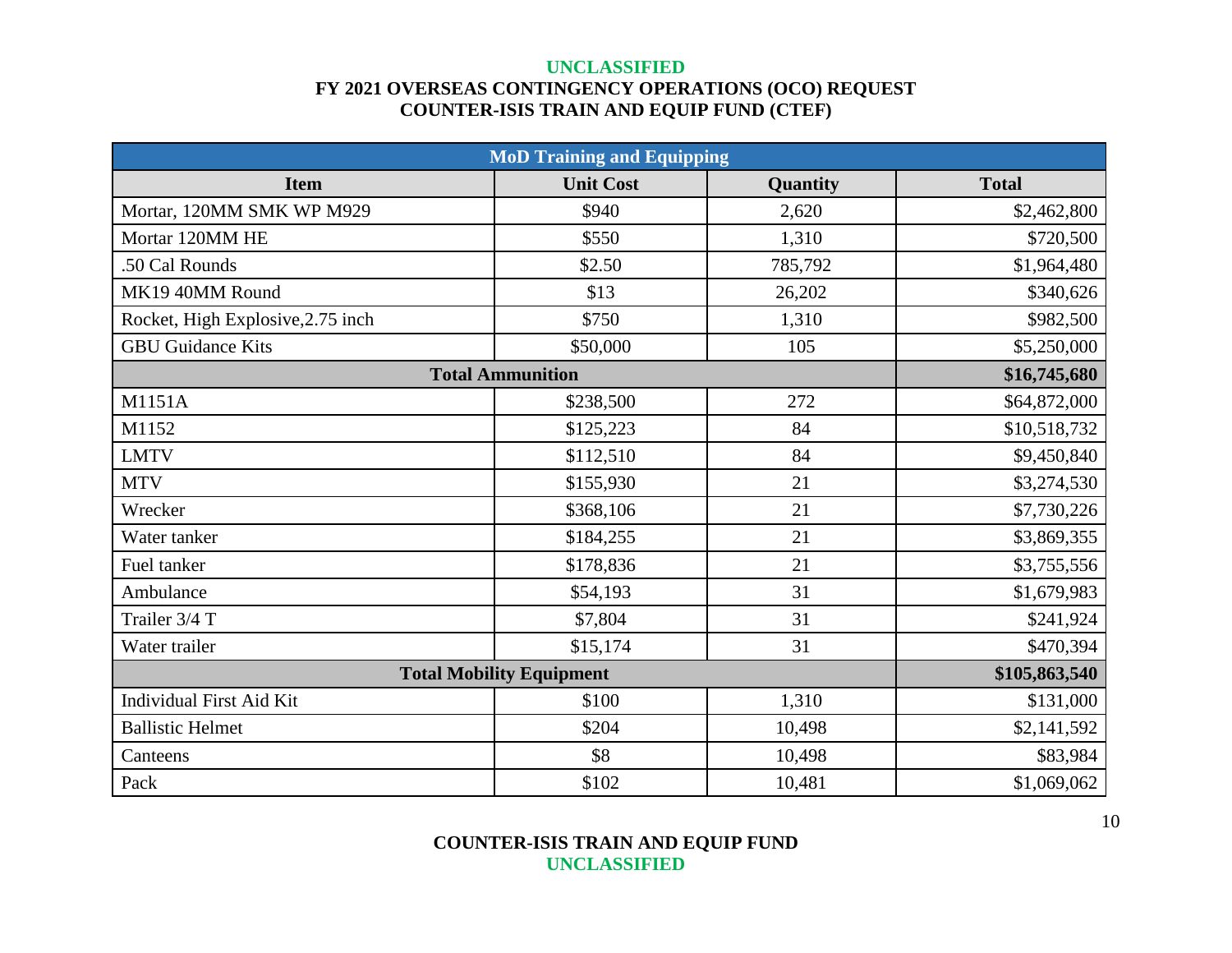UNCLASSIFIED
FY 2021 OVERSEAS CONTINGENCY OPERATIONS (OCO) REQUEST
COUNTER-ISIS TRAIN AND EQUIP FUND (CTEF)

| MoD Training and Equipping | | | |
|---|---|---|---|
| **Item** | **Unit Cost** | **Quantity** | **Total** |
| Mortar, 120MM SMK WP M929 | $940 | 2,620 | $2,462,800 |
| Mortar 120MM HE | $550 | 1,310 | $720,500 |
| .50 Cal Rounds | $2.50 | 785,792 | $1,964,480 |
| MK19 40MM Round | $13 | 26,202 | $340,626 |
| Rocket, High Explosive,2.75 inch | $750 | 1,310 | $982,500 |
| GBU Guidance Kits | $50,000 | 105 | $5,250,000 |
| **Total Ammunition** | | | **$16,745,680** |
| M1151A | $238,500 | 272 | $64,872,000 |
| M1152 | $125,223 | 84 | $10,518,732 |
| LMTV | $112,510 | 84 | $9,450,840 |
| MTV | $155,930 | 21 | $3,274,530 |
| Wrecker | $368,106 | 21 | $7,730,226 |
| Water tanker | $184,255 | 21 | $3,869,355 |
| Fuel tanker | $178,836 | 21 | $3,755,556 |
| Ambulance | $54,193 | 31 | $1,679,983 |
| Trailer 3/4 T | $7,804 | 31 | $241,924 |
| Water trailer | $15,174 | 31 | $470,394 |
| **Total Mobility Equipment** | | | **$105,863,540** |
| Individual First Aid Kit | $100 | 1,310 | $131,000 |
| Ballistic Helmet | $204 | 10,498 | $2,141,592 |
| Canteens | $8 | 10,498 | $83,984 |
| Pack | $102 | 10,481 | $1,069,062 |

COUNTER-ISIS TRAIN AND EQUIP FUND
UNCLASSIFIED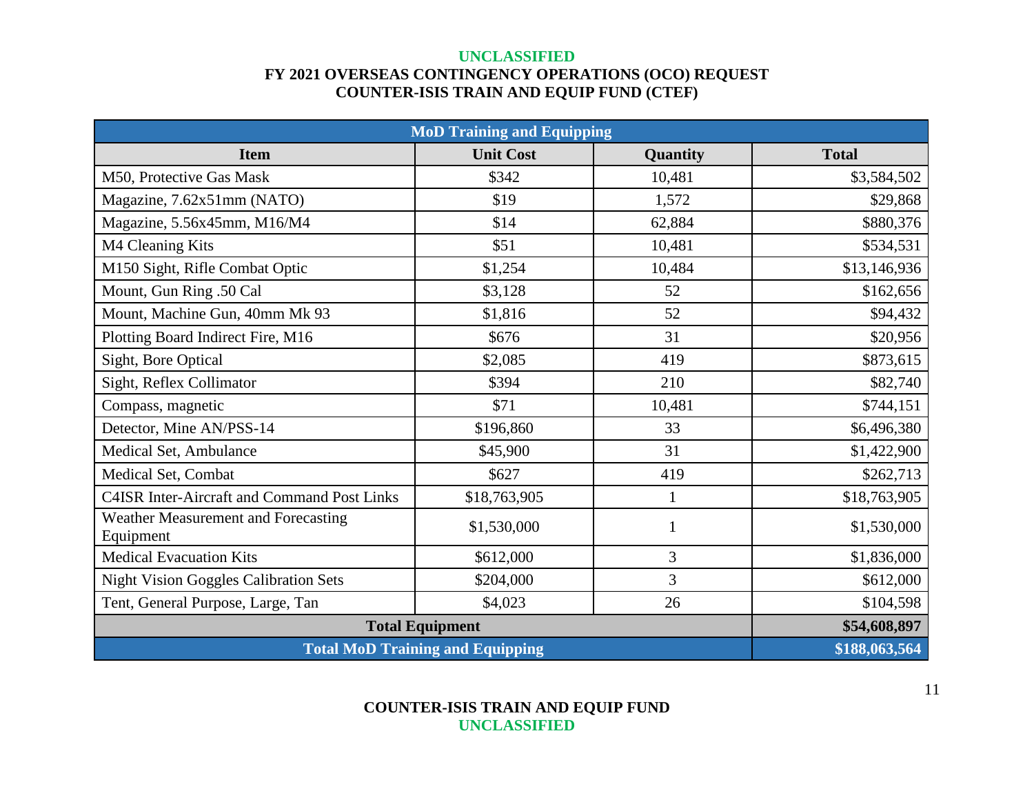UNCLASSIFIED

**FY 2021 OVERSEAS CONTINGENCY OPERATIONS (OCO) REQUEST**
**COUNTER-ISIS TRAIN AND EQUIP FUND (CTEF)**

| MoD Training and Equipping | | | |
|---|---|---|---|
| **Item** | **Unit Cost** | **Quantity** | **Total** |
| M50, Protective Gas Mask | $342 | 10,481 | $3,584,502 |
| Magazine, 7.62x51mm (NATO) | $19 | 1,572 | $29,868 |
| Magazine, 5.56x45mm, M16/M4 | $14 | 62,884 | $880,376 |
| M4 Cleaning Kits | $51 | 10,481 | $534,531 |
| M150 Sight, Rifle Combat Optic | $1,254 | 10,484 | $13,146,936 |
| Mount, Gun Ring .50 Cal | $3,128 | 52 | $162,656 |
| Mount, Machine Gun, 40mm Mk 93 | $1,816 | 52 | $94,432 |
| Plotting Board Indirect Fire, M16 | $676 | 31 | $20,956 |
| Sight, Bore Optical | $2,085 | 419 | $873,615 |
| Sight, Reflex Collimator | $394 | 210 | $82,740 |
| Compass, magnetic | $71 | 10,481 | $744,151 |
| Detector, Mine AN/PSS-14 | $196,860 | 33 | $6,496,380 |
| Medical Set, Ambulance | $45,900 | 31 | $1,422,900 |
| Medical Set, Combat | $627 | 419 | $262,713 |
| C4ISR Inter-Aircraft and Command Post Links | $18,763,905 | 1 | $18,763,905 |
| Weather Measurement and Forecasting Equipment | $1,530,000 | 1 | $1,530,000 |
| Medical Evacuation Kits | $612,000 | 3 | $1,836,000 |
| Night Vision Goggles Calibration Sets | $204,000 | 3 | $612,000 |
| Tent, General Purpose, Large, Tan | $4,023 | 26 | $104,598 |
| **Total Equipment** | | | **$54,608,897** |
| **Total MoD Training and Equipping** | | | **$188,063,564** |

**COUNTER-ISIS TRAIN AND EQUIP FUND**

UNCLASSIFIED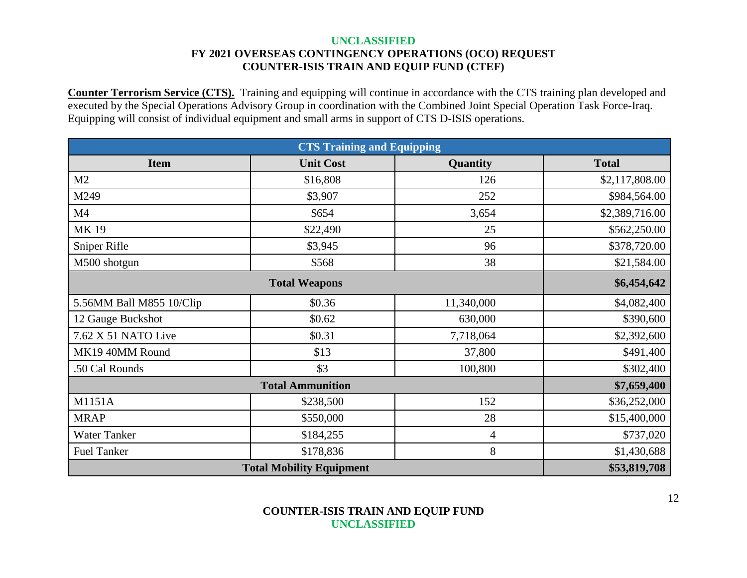**Counter Terrorism Service (CTS).** Training and equipping will continue in accordance with the CTS training plan developed and executed by the Special Operations Advisory Group in coordination with the Combined Joint Special Operation Task Force-Iraq. Equipping will consist of individual equipment and small arms in support of CTS D-ISIS operations.

| CTS Training and Equipping | | | |
|---|---|---|---|
| **Item** | **Unit Cost** | **Quantity** | **Total** |
| M2 | $16,808 | 126 | $2,117,808.00 |
| M249 | $3,907 | 252 | $984,564.00 |
| M4 | $654 | 3,654 | $2,389,716.00 |
| MK 19 | $22,490 | 25 | $562,250.00 |
| Sniper Rifle | $3,945 | 96 | $378,720.00 |
| M500 shotgun | $568 | 38 | $21,584.00 |
| **Total Weapons** | | | **$6,454,642** |
| 5.56MM Ball M855 10/Clip | $0.36 | 11,340,000 | $4,082,400 |
| 12 Gauge Buckshot | $0.62 | 630,000 | $390,600 |
| 7.62 X 51 NATO Live | $0.31 | 7,718,064 | $2,392,600 |
| MK19 40MM Round | $13 | 37,800 | $491,400 |
| .50 Cal Rounds | $3 | 100,800 | $302,400 |
| **Total Ammunition** | | | **$7,659,400** |
| M1151A | $238,500 | 152 | $36,252,000 |
| MRAP | $550,000 | 28 | $15,400,000 |
| Water Tanker | $184,255 | 4 | $737,020 |
| Fuel Tanker | $178,836 | 8 | $1,430,688 |
| **Total Mobility Equipment** | | | **$53,819,708** |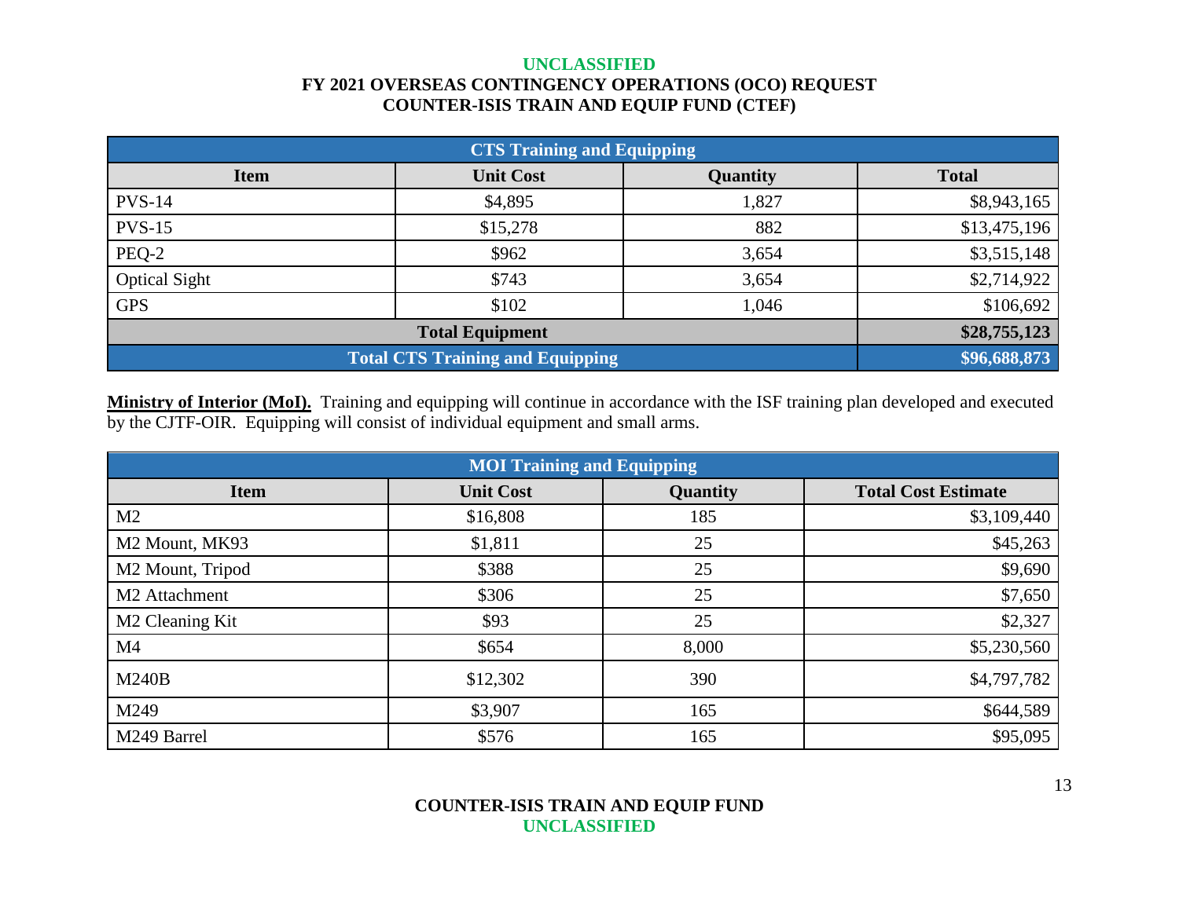| CTS Training and Equipping | | | |
|---|---|---|---|
| **Item** | **Unit Cost** | **Quantity** | **Total** |
| PVS-14 | $4,895 | 1,827 | $8,943,165 |
| PVS-15 | $15,278 | 882 | $13,475,196 |
| PEQ-2 | $962 | 3,654 | $3,515,148 |
| Optical Sight | $743 | 3,654 | $2,714,922 |
| GPS | $102 | 1,046 | $106,692 |
| **Total Equipment** | | | **$28,755,123** |
| **Total CTS Training and Equipping** | | | **$96,688,873** |

**Ministry of Interior (MoI).** Training and equipping will continue in accordance with the ISF training plan developed and executed by the CJTF-OIR. Equipping will consist of individual equipment and small arms.

| MOI Training and Equipping | | | |
|---|---|---|---|
| **Item** | **Unit Cost** | **Quantity** | **Total Cost Estimate** |
| M2 | $16,808 | 185 | $3,109,440 |
| M2 Mount, MK93 | $1,811 | 25 | $45,263 |
| M2 Mount, Tripod | $388 | 25 | $9,690 |
| M2 Attachment | $306 | 25 | $7,650 |
| M2 Cleaning Kit | $93 | 25 | $2,327 |
| M4 | $654 | 8,000 | $5,230,560 |
| M240B | $12,302 | 390 | $4,797,782 |
| M249 | $3,907 | 165 | $644,589 |
| M249 Barrel | $576 | 165 | $95,095 |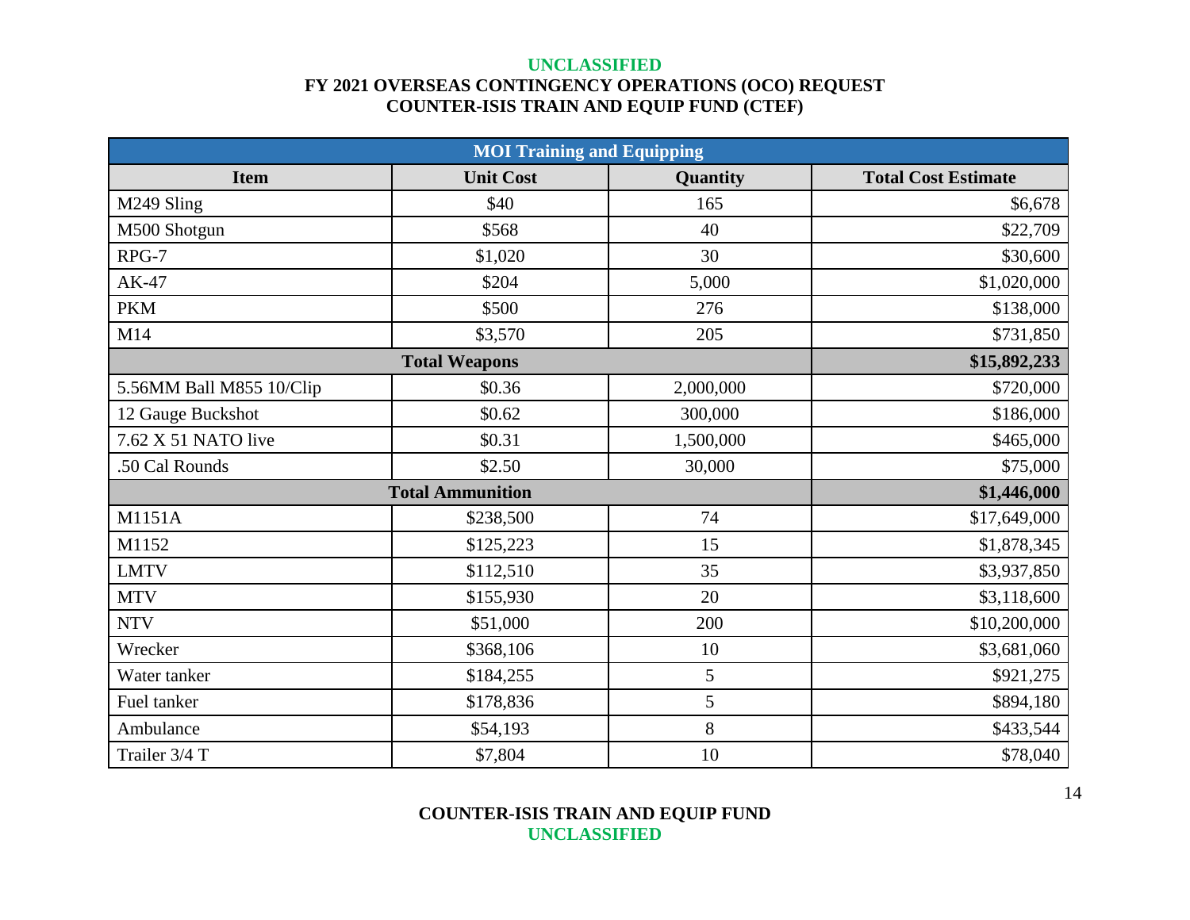**UNCLASSIFIED**

**FY 2021 OVERSEAS CONTINGENCY OPERATIONS (OCO) REQUEST**
**COUNTER-ISIS TRAIN AND EQUIP FUND (CTEF)**

| MOI Training and Equipping | | | |
|---|---|---|---|
| **Item** | **Unit Cost** | **Quantity** | **Total Cost Estimate** |
| M249 Sling | $40 | 165 | $6,678 |
| M500 Shotgun | $568 | 40 | $22,709 |
| RPG-7 | $1,020 | 30 | $30,600 |
| AK-47 | $204 | 5,000 | $1,020,000 |
| PKM | $500 | 276 | $138,000 |
| M14 | $3,570 | 205 | $731,850 |
| **Total Weapons** | | | **$15,892,233** |
| 5.56MM Ball M855 10/Clip | $0.36 | 2,000,000 | $720,000 |
| 12 Gauge Buckshot | $0.62 | 300,000 | $186,000 |
| 7.62 X 51 NATO live | $0.31 | 1,500,000 | $465,000 |
| .50 Cal Rounds | $2.50 | 30,000 | $75,000 |
| **Total Ammunition** | | | **$1,446,000** |
| M1151A | $238,500 | 74 | $17,649,000 |
| M1152 | $125,223 | 15 | $1,878,345 |
| LMTV | $112,510 | 35 | $3,937,850 |
| MTV | $155,930 | 20 | $3,118,600 |
| NTV | $51,000 | 200 | $10,200,000 |
| Wrecker | $368,106 | 10 | $3,681,060 |
| Water tanker | $184,255 | 5 | $921,275 |
| Fuel tanker | $178,836 | 5 | $894,180 |
| Ambulance | $54,193 | 8 | $433,544 |
| Trailer 3/4 T | $7,804 | 10 | $78,040 |

**COUNTER-ISIS TRAIN AND EQUIP FUND**
**UNCLASSIFIED**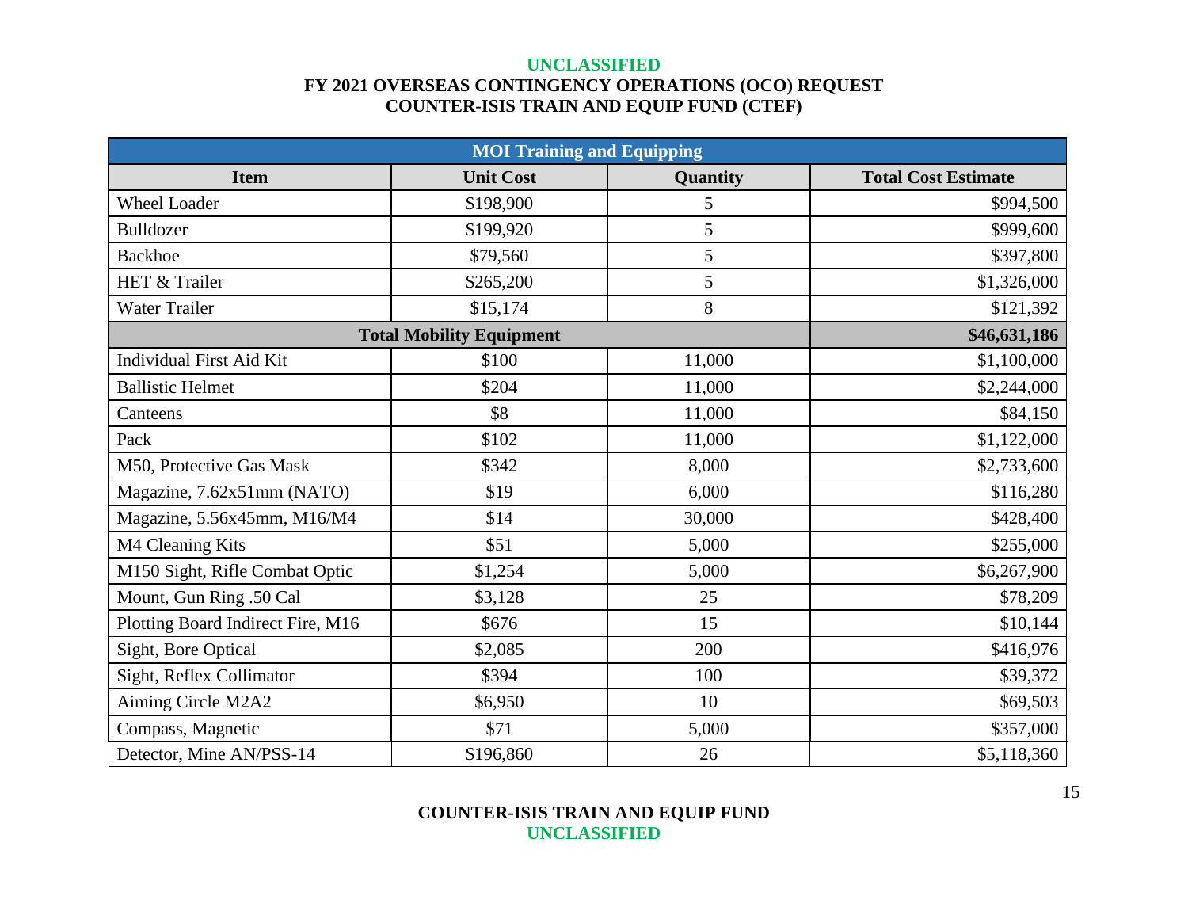**UNCLASSIFIED**

**FY 2021 OVERSEAS CONTINGENCY OPERATIONS (OCO) REQUEST**
**COUNTER-ISIS TRAIN AND EQUIP FUND (CTEF)**

| MOI Training and Equipping | | | |
|---|---|---|---|
| **Item** | **Unit Cost** | **Quantity** | **Total Cost Estimate** |
| Wheel Loader | $198,900 | 5 | $994,500 |
| Bulldozer | $199,920 | 5 | $999,600 |
| Backhoe | $79,560 | 5 | $397,800 |
| HET & Trailer | $265,200 | 5 | $1,326,000 |
| Water Trailer | $15,174 | 8 | $121,392 |
| **Total Mobility Equipment** | | | **$46,631,186** |
| Individual First Aid Kit | $100 | 11,000 | $1,100,000 |
| Ballistic Helmet | $204 | 11,000 | $2,244,000 |
| Canteens | $8 | 11,000 | $84,150 |
| Pack | $102 | 11,000 | $1,122,000 |
| M50, Protective Gas Mask | $342 | 8,000 | $2,733,600 |
| Magazine, 7.62x51mm (NATO) | $19 | 6,000 | $116,280 |
| Magazine, 5.56x45mm, M16/M4 | $14 | 30,000 | $428,400 |
| M4 Cleaning Kits | $51 | 5,000 | $255,000 |
| M150 Sight, Rifle Combat Optic | $1,254 | 5,000 | $6,267,900 |
| Mount, Gun Ring .50 Cal | $3,128 | 25 | $78,209 |
| Plotting Board Indirect Fire, M16 | $676 | 15 | $10,144 |
| Sight, Bore Optical | $2,085 | 200 | $416,976 |
| Sight, Reflex Collimator | $394 | 100 | $39,372 |
| Aiming Circle M2A2 | $6,950 | 10 | $69,503 |
| Compass, Magnetic | $71 | 5,000 | $357,000 |
| Detector, Mine AN/PSS-14 | $196,860 | 26 | $5,118,360 |

**COUNTER-ISIS TRAIN AND EQUIP FUND**
**UNCLASSIFIED**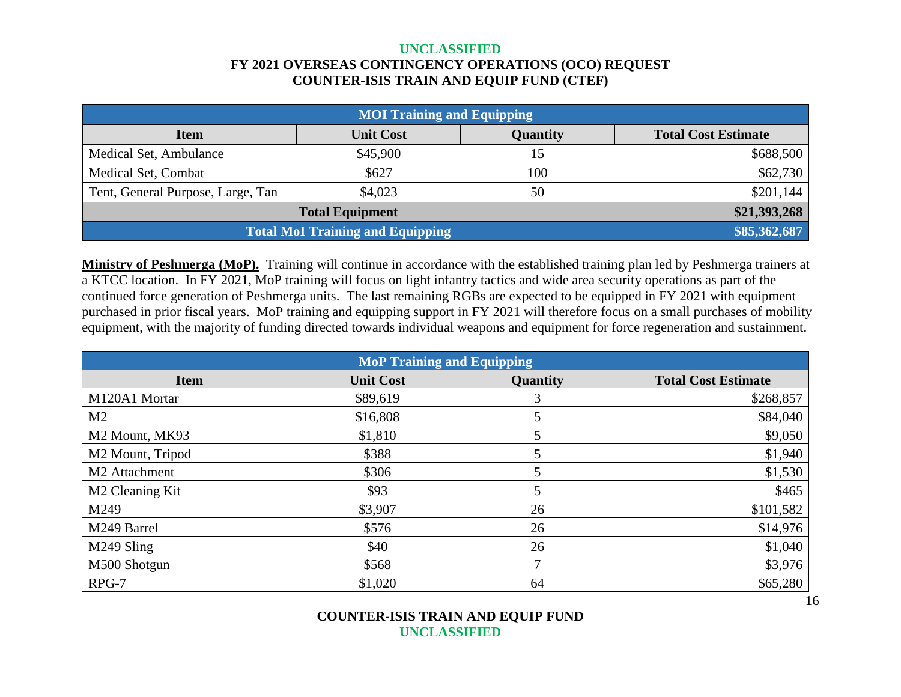| MOI Training and Equipping | | | |
|---|---|---|---|
| **Item** | **Unit Cost** | **Quantity** | **Total Cost Estimate** |
| Medical Set, Ambulance | $45,900 | 15 | $688,500 |
| Medical Set, Combat | $627 | 100 | $62,730 |
| Tent, General Purpose, Large, Tan | $4,023 | 50 | $201,144 |
| **Total Equipment** | | | **$21,393,268** |
| **Total MoI Training and Equipping** | | | **$85,362,687** |

**Ministry of Peshmerga (MoP).** Training will continue in accordance with the established training plan led by Peshmerga trainers at a KTCC location. In FY 2021, MoP training will focus on light infantry tactics and wide area security operations as part of the continued force generation of Peshmerga units. The last remaining RGBs are expected to be equipped in FY 2021 with equipment purchased in prior fiscal years. MoP training and equipping support in FY 2021 will therefore focus on a small purchases of mobility equipment, with the majority of funding directed towards individual weapons and equipment for force regeneration and sustainment.

| MoP Training and Equipping | | | |
|---|---|---|---|
| **Item** | **Unit Cost** | **Quantity** | **Total Cost Estimate** |
| M120A1 Mortar | $89,619 | 3 | $268,857 |
| M2 | $16,808 | 5 | $84,040 |
| M2 Mount, MK93 | $1,810 | 5 | $9,050 |
| M2 Mount, Tripod | $388 | 5 | $1,940 |
| M2 Attachment | $306 | 5 | $1,530 |
| M2 Cleaning Kit | $93 | 5 | $465 |
| M249 | $3,907 | 26 | $101,582 |
| M249 Barrel | $576 | 26 | $14,976 |
| M249 Sling | $40 | 26 | $1,040 |
| M500 Shotgun | $568 | 7 | $3,976 |
| RPG-7 | $1,020 | 64 | $65,280 |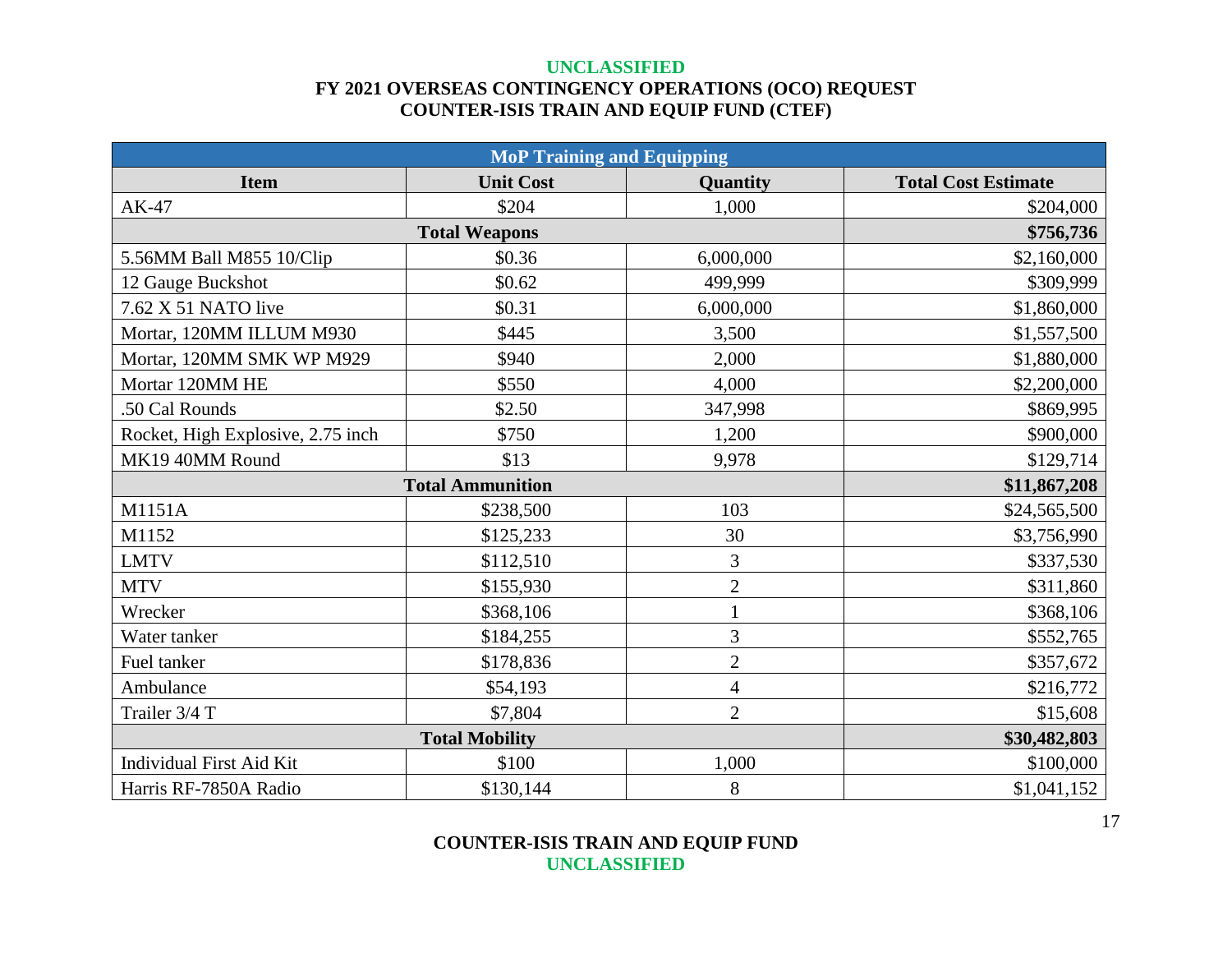UNCLASSIFIED
**FY 2021 OVERSEAS CONTINGENCY OPERATIONS (OCO) REQUEST**
**COUNTER-ISIS TRAIN AND EQUIP FUND (CTEF)**

| MoP Training and Equipping | | | |
|---|---|---|---|
| **Item** | **Unit Cost** | **Quantity** | **Total Cost Estimate** |
| AK-47 | $204 | 1,000 | $204,000 |
| **Total Weapons** | | | **$756,736** |
| 5.56MM Ball M855 10/Clip | $0.36 | 6,000,000 | $2,160,000 |
| 12 Gauge Buckshot | $0.62 | 499,999 | $309,999 |
| 7.62 X 51 NATO live | $0.31 | 6,000,000 | $1,860,000 |
| Mortar, 120MM ILLUM M930 | $445 | 3,500 | $1,557,500 |
| Mortar, 120MM SMK WP M929 | $940 | 2,000 | $1,880,000 |
| Mortar 120MM HE | $550 | 4,000 | $2,200,000 |
| .50 Cal Rounds | $2.50 | 347,998 | $869,995 |
| Rocket, High Explosive, 2.75 inch | $750 | 1,200 | $900,000 |
| MK19 40MM Round | $13 | 9,978 | $129,714 |
| **Total Ammunition** | | | **$11,867,208** |
| M1151A | $238,500 | 103 | $24,565,500 |
| M1152 | $125,233 | 30 | $3,756,990 |
| LMTV | $112,510 | 3 | $337,530 |
| MTV | $155,930 | 2 | $311,860 |
| Wrecker | $368,106 | 1 | $368,106 |
| Water tanker | $184,255 | 3 | $552,765 |
| Fuel tanker | $178,836 | 2 | $357,672 |
| Ambulance | $54,193 | 4 | $216,772 |
| Trailer 3/4 T | $7,804 | 2 | $15,608 |
| **Total Mobility** | | | **$30,482,803** |
| Individual First Aid Kit | $100 | 1,000 | $100,000 |
| Harris RF-7850A Radio | $130,144 | 8 | $1,041,152 |

**COUNTER-ISIS TRAIN AND EQUIP FUND**
UNCLASSIFIED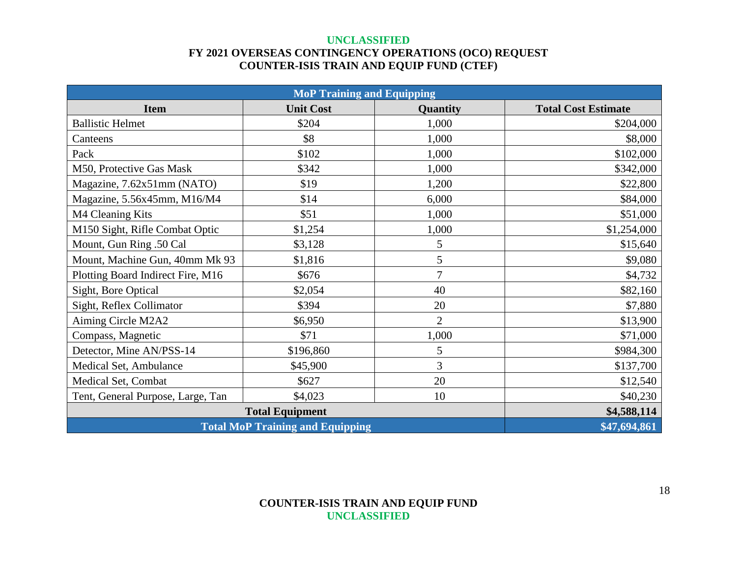UNCLASSIFIED

**FY 2021 OVERSEAS CONTINGENCY OPERATIONS (OCO) REQUEST**
**COUNTER-ISIS TRAIN AND EQUIP FUND (CTEF)**

| MoP Training and Equipping | | | |
|---|---|---|---|
| **Item** | **Unit Cost** | **Quantity** | **Total Cost Estimate** |
| Ballistic Helmet | $204 | 1,000 | $204,000 |
| Canteens | $8 | 1,000 | $8,000 |
| Pack | $102 | 1,000 | $102,000 |
| M50, Protective Gas Mask | $342 | 1,000 | $342,000 |
| Magazine, 7.62x51mm (NATO) | $19 | 1,200 | $22,800 |
| Magazine, 5.56x45mm, M16/M4 | $14 | 6,000 | $84,000 |
| M4 Cleaning Kits | $51 | 1,000 | $51,000 |
| M150 Sight, Rifle Combat Optic | $1,254 | 1,000 | $1,254,000 |
| Mount, Gun Ring .50 Cal | $3,128 | 5 | $15,640 |
| Mount, Machine Gun, 40mm Mk 93 | $1,816 | 5 | $9,080 |
| Plotting Board Indirect Fire, M16 | $676 | 7 | $4,732 |
| Sight, Bore Optical | $2,054 | 40 | $82,160 |
| Sight, Reflex Collimator | $394 | 20 | $7,880 |
| Aiming Circle M2A2 | $6,950 | 2 | $13,900 |
| Compass, Magnetic | $71 | 1,000 | $71,000 |
| Detector, Mine AN/PSS-14 | $196,860 | 5 | $984,300 |
| Medical Set, Ambulance | $45,900 | 3 | $137,700 |
| Medical Set, Combat | $627 | 20 | $12,540 |
| Tent, General Purpose, Large, Tan | $4,023 | 10 | $40,230 |
| **Total Equipment** | | | **$4,588,114** |
| **Total MoP Training and Equipping** | | | **$47,694,861** |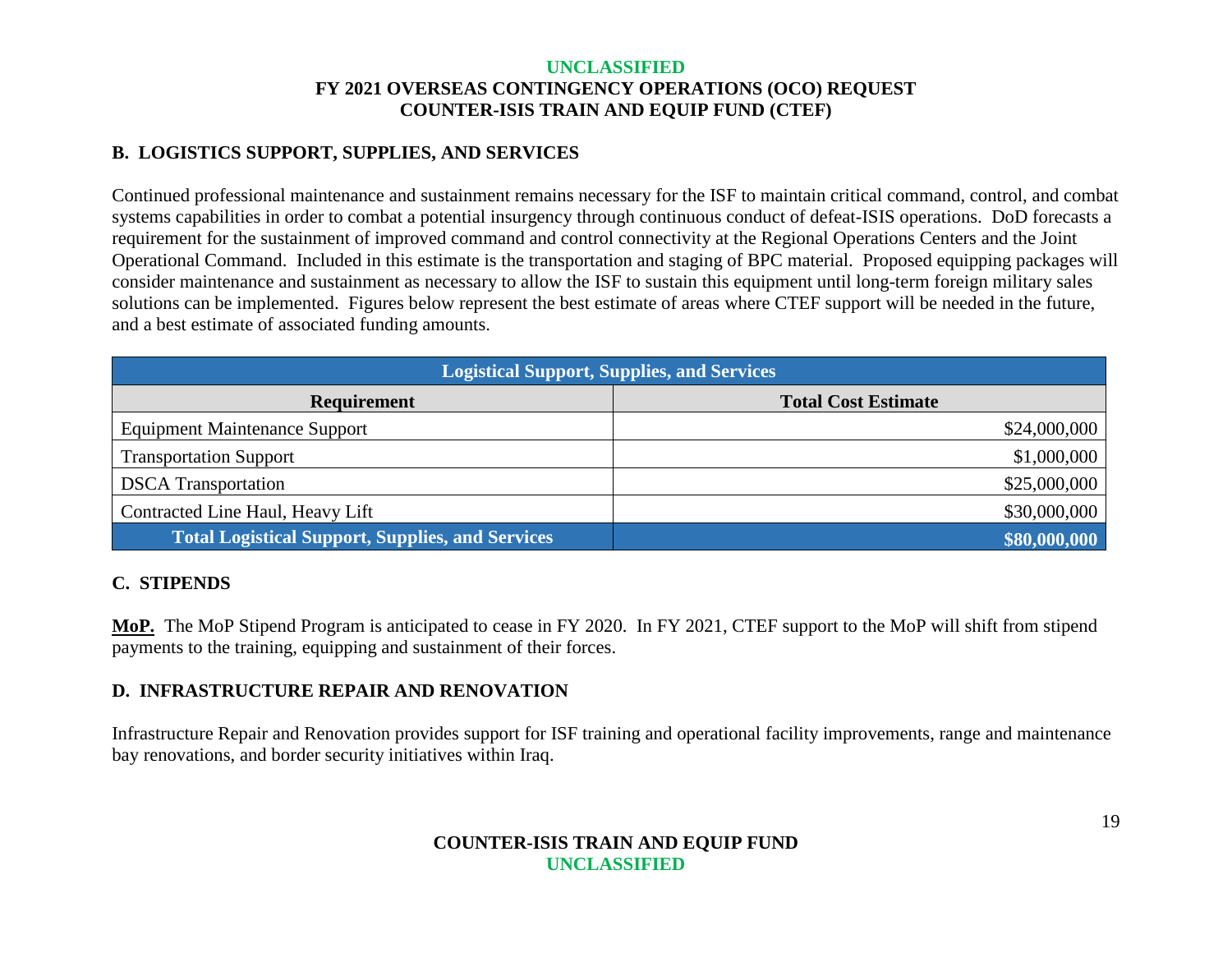## B. LOGISTICS SUPPORT, SUPPLIES, AND SERVICES

Continued professional maintenance and sustainment remains necessary for the ISF to maintain critical command, control, and combat systems capabilities in order to combat a potential insurgency through continuous conduct of defeat-ISIS operations. DoD forecasts a requirement for the sustainment of improved command and control connectivity at the Regional Operations Centers and the Joint Operational Command. Included in this estimate is the transportation and staging of BPC material. Proposed equipping packages will consider maintenance and sustainment as necessary to allow the ISF to sustain this equipment until long-term foreign military sales solutions can be implemented. Figures below represent the best estimate of areas where CTEF support will be needed in the future, and a best estimate of associated funding amounts.

| Logistical Support, Supplies, and Services | |
|---|---|
| **Requirement** | **Total Cost Estimate** |
| Equipment Maintenance Support | $24,000,000 |
| Transportation Support | $1,000,000 |
| DSCA Transportation | $25,000,000 |
| Contracted Line Haul, Heavy Lift | $30,000,000 |
| **Total Logistical Support, Supplies, and Services** | **$80,000,000** |

## C. STIPENDS

**MoP.** The MoP Stipend Program is anticipated to cease in FY 2020. In FY 2021, CTEF support to the MoP will shift from stipend payments to the training, equipping and sustainment of their forces.

## D. INFRASTRUCTURE REPAIR AND RENOVATION

Infrastructure Repair and Renovation provides support for ISF training and operational facility improvements, range and maintenance bay renovations, and border security initiatives within Iraq.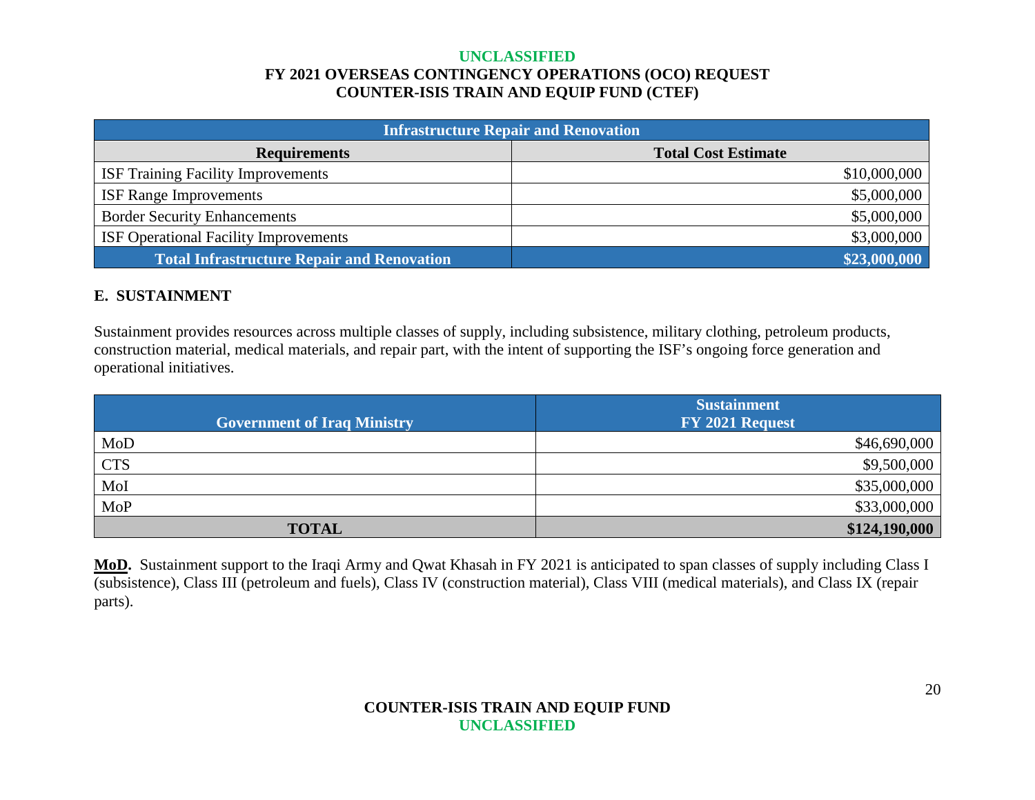| Infrastructure Repair and Renovation | |
|---|---|
| **Requirements** | **Total Cost Estimate** |
| ISF Training Facility Improvements | $10,000,000 |
| ISF Range Improvements | $5,000,000 |
| Border Security Enhancements | $5,000,000 |
| ISF Operational Facility Improvements | $3,000,000 |
| **Total Infrastructure Repair and Renovation** | **$23,000,000** |

## E. SUSTAINMENT

Sustainment provides resources across multiple classes of supply, including subsistence, military clothing, petroleum products, construction material, medical materials, and repair part, with the intent of supporting the ISF's ongoing force generation and operational initiatives.

| Government of Iraq Ministry | Sustainment FY 2021 Request |
|---|---|
| MoD | $46,690,000 |
| CTS | $9,500,000 |
| MoI | $35,000,000 |
| MoP | $33,000,000 |
| **TOTAL** | **$124,190,000** |

**MoD.** Sustainment support to the Iraqi Army and Qwat Khasah in FY 2021 is anticipated to span classes of supply including Class I (subsistence), Class III (petroleum and fuels), Class IV (construction material), Class VIII (medical materials), and Class IX (repair parts).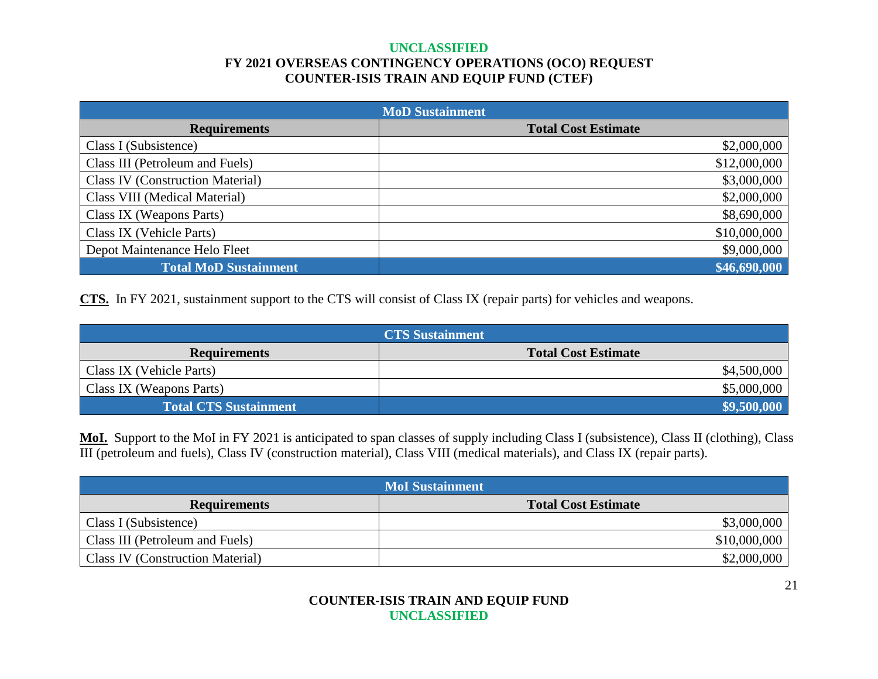| MoD Sustainment | |
|---|---|
| **Requirements** | **Total Cost Estimate** |
| Class I (Subsistence) | $2,000,000 |
| Class III (Petroleum and Fuels) | $12,000,000 |
| Class IV (Construction Material) | $3,000,000 |
| Class VIII (Medical Material) | $2,000,000 |
| Class IX (Weapons Parts) | $8,690,000 |
| Class IX (Vehicle Parts) | $10,000,000 |
| Depot Maintenance Helo Fleet | $9,000,000 |
| **Total MoD Sustainment** | **$46,690,000** |

**CTS.** In FY 2021, sustainment support to the CTS will consist of Class IX (repair parts) for vehicles and weapons.

| CTS Sustainment | |
|---|---|
| **Requirements** | **Total Cost Estimate** |
| Class IX (Vehicle Parts) | $4,500,000 |
| Class IX (Weapons Parts) | $5,000,000 |
| **Total CTS Sustainment** | **$9,500,000** |

**MoI.** Support to the MoI in FY 2021 is anticipated to span classes of supply including Class I (subsistence), Class II (clothing), Class III (petroleum and fuels), Class IV (construction material), Class VIII (medical materials), and Class IX (repair parts).

| MoI Sustainment | |
|---|---|
| **Requirements** | **Total Cost Estimate** |
| Class I (Subsistence) | $3,000,000 |
| Class III (Petroleum and Fuels) | $10,000,000 |
| Class IV (Construction Material) | $2,000,000 |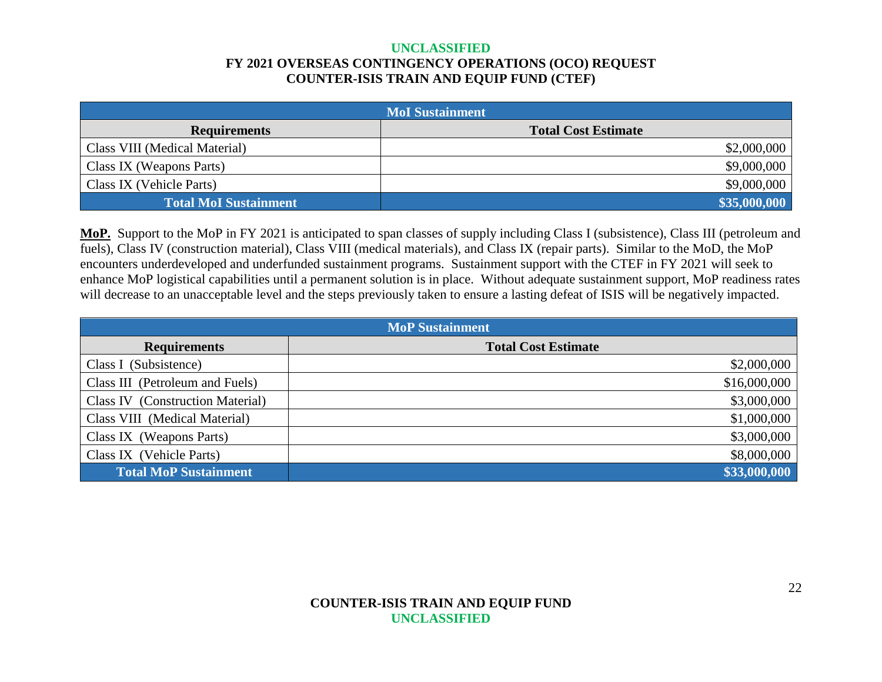| MoI Sustainment | |
|---|---|
| **Requirements** | **Total Cost Estimate** |
| Class VIII (Medical Material) | $2,000,000 |
| Class IX (Weapons Parts) | $9,000,000 |
| Class IX (Vehicle Parts) | $9,000,000 |
| **Total MoI Sustainment** | **$35,000,000** |

**MoP.** Support to the MoP in FY 2021 is anticipated to span classes of supply including Class I (subsistence), Class III (petroleum and fuels), Class IV (construction material), Class VIII (medical materials), and Class IX (repair parts). Similar to the MoD, the MoP encounters underdeveloped and underfunded sustainment programs. Sustainment support with the CTEF in FY 2021 will seek to enhance MoP logistical capabilities until a permanent solution is in place. Without adequate sustainment support, MoP readiness rates will decrease to an unacceptable level and the steps previously taken to ensure a lasting defeat of ISIS will be negatively impacted.

| MoP Sustainment | |
|---|---|
| **Requirements** | **Total Cost Estimate** |
| Class I (Subsistence) | $2,000,000 |
| Class III (Petroleum and Fuels) | $16,000,000 |
| Class IV (Construction Material) | $3,000,000 |
| Class VIII (Medical Material) | $1,000,000 |
| Class IX (Weapons Parts) | $3,000,000 |
| Class IX (Vehicle Parts) | $8,000,000 |
| **Total MoP Sustainment** | **$33,000,000** |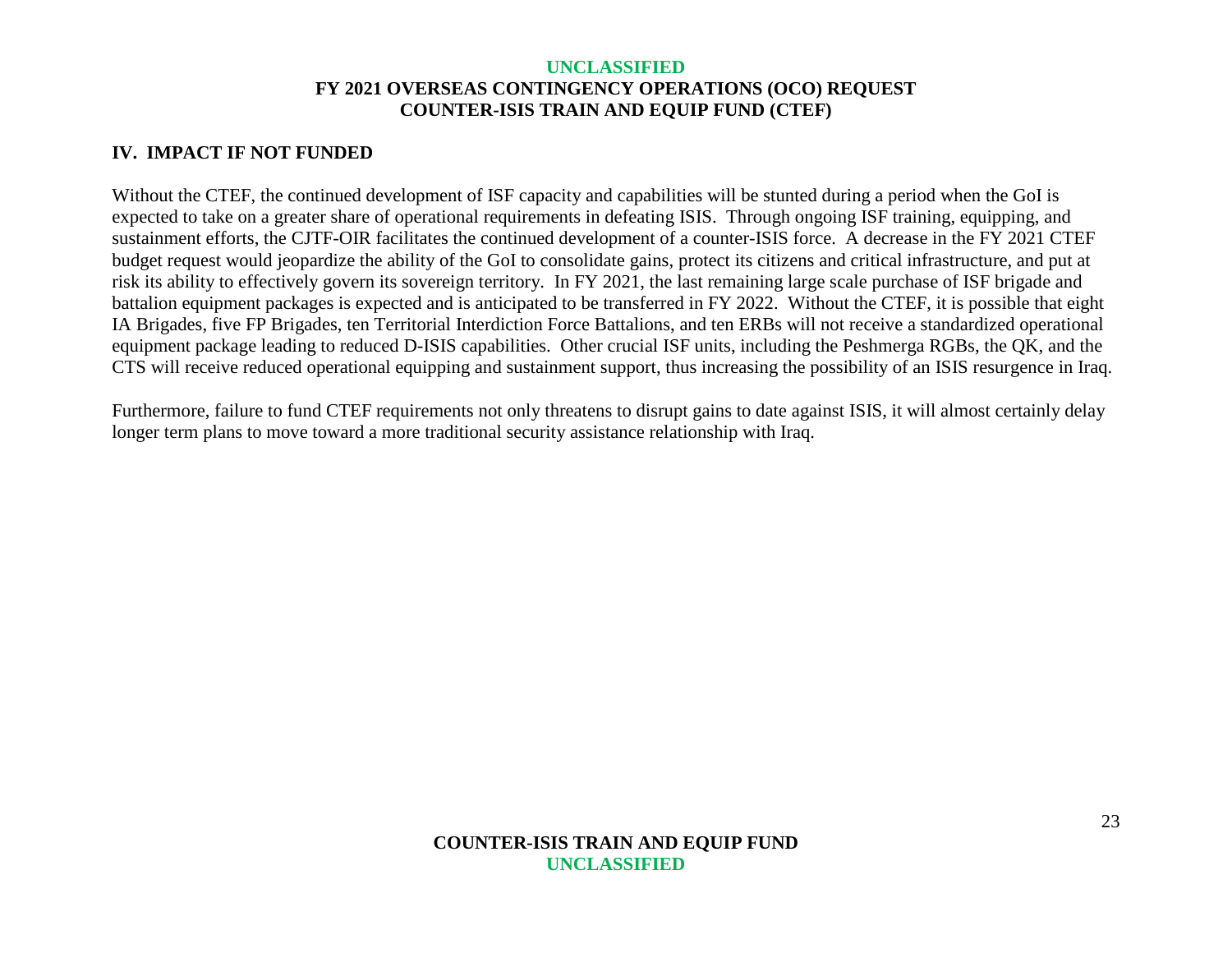## IV. IMPACT IF NOT FUNDED

Without the CTEF, the continued development of ISF capacity and capabilities will be stunted during a period when the GoI is expected to take on a greater share of operational requirements in defeating ISIS. Through ongoing ISF training, equipping, and sustainment efforts, the CJTF-OIR facilitates the continued development of a counter-ISIS force. A decrease in the FY 2021 CTEF budget request would jeopardize the ability of the GoI to consolidate gains, protect its citizens and critical infrastructure, and put at risk its ability to effectively govern its sovereign territory. In FY 2021, the last remaining large scale purchase of ISF brigade and battalion equipment packages is expected and is anticipated to be transferred in FY 2022. Without the CTEF, it is possible that eight IA Brigades, five FP Brigades, ten Territorial Interdiction Force Battalions, and ten ERBs will not receive a standardized operational equipment package leading to reduced D-ISIS capabilities. Other crucial ISF units, including the Peshmerga RGBs, the QK, and the CTS will receive reduced operational equipping and sustainment support, thus increasing the possibility of an ISIS resurgence in Iraq.

Furthermore, failure to fund CTEF requirements not only threatens to disrupt gains to date against ISIS, it will almost certainly delay longer term plans to move toward a more traditional security assistance relationship with Iraq.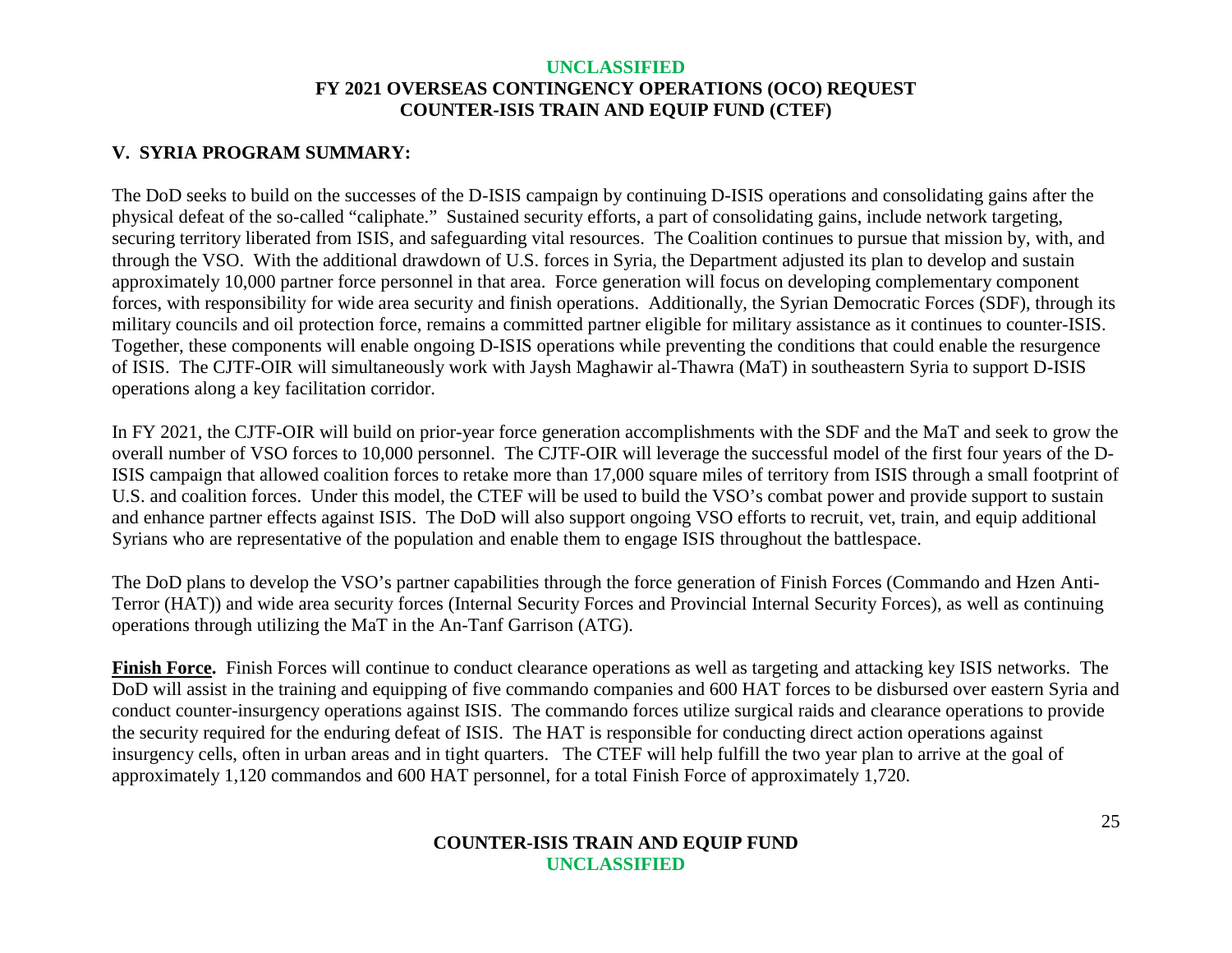## V. SYRIA PROGRAM SUMMARY:

The DoD seeks to build on the successes of the D-ISIS campaign by continuing D-ISIS operations and consolidating gains after the physical defeat of the so-called "caliphate." Sustained security efforts, a part of consolidating gains, include network targeting, securing territory liberated from ISIS, and safeguarding vital resources. The Coalition continues to pursue that mission by, with, and through the VSO. With the additional drawdown of U.S. forces in Syria, the Department adjusted its plan to develop and sustain approximately 10,000 partner force personnel in that area. Force generation will focus on developing complementary component forces, with responsibility for wide area security and finish operations. Additionally, the Syrian Democratic Forces (SDF), through its military councils and oil protection force, remains a committed partner eligible for military assistance as it continues to counter-ISIS. Together, these components will enable ongoing D-ISIS operations while preventing the conditions that could enable the resurgence of ISIS. The CJTF-OIR will simultaneously work with Jaysh Maghawir al-Thawra (MaT) in southeastern Syria to support D-ISIS operations along a key facilitation corridor.

In FY 2021, the CJTF-OIR will build on prior-year force generation accomplishments with the SDF and the MaT and seek to grow the overall number of VSO forces to 10,000 personnel. The CJTF-OIR will leverage the successful model of the first four years of the D-ISIS campaign that allowed coalition forces to retake more than 17,000 square miles of territory from ISIS through a small footprint of U.S. and coalition forces. Under this model, the CTEF will be used to build the VSO's combat power and provide support to sustain and enhance partner effects against ISIS. The DoD will also support ongoing VSO efforts to recruit, vet, train, and equip additional Syrians who are representative of the population and enable them to engage ISIS throughout the battlespace.

The DoD plans to develop the VSO's partner capabilities through the force generation of Finish Forces (Commando and Hzen Anti-Terror (HAT)) and wide area security forces (Internal Security Forces and Provincial Internal Security Forces), as well as continuing operations through utilizing the MaT in the An-Tanf Garrison (ATG).

**Finish Force.** Finish Forces will continue to conduct clearance operations as well as targeting and attacking key ISIS networks. The DoD will assist in the training and equipping of five commando companies and 600 HAT forces to be disbursed over eastern Syria and conduct counter-insurgency operations against ISIS. The commando forces utilize surgical raids and clearance operations to provide the security required for the enduring defeat of ISIS. The HAT is responsible for conducting direct action operations against insurgency cells, often in urban areas and in tight quarters. The CTEF will help fulfill the two year plan to arrive at the goal of approximately 1,120 commandos and 600 HAT personnel, for a total Finish Force of approximately 1,720.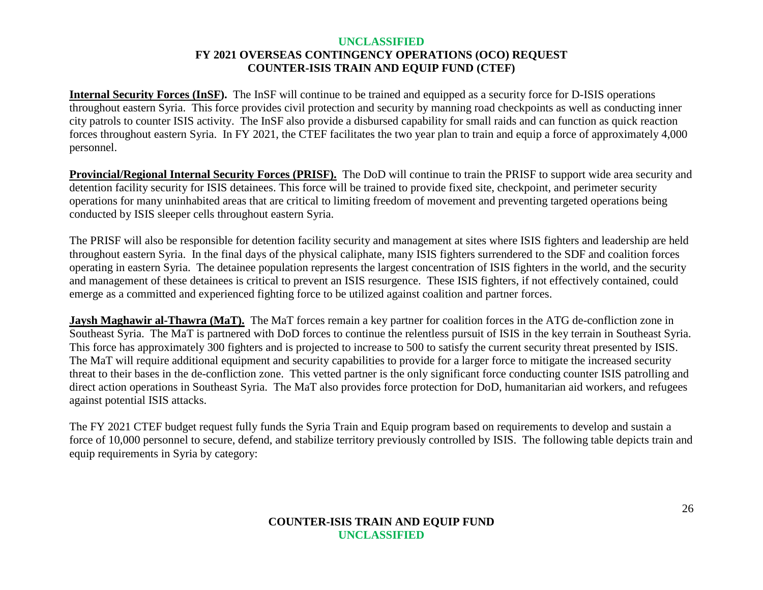**Internal Security Forces (InSF).** The InSF will continue to be trained and equipped as a security force for D-ISIS operations throughout eastern Syria. This force provides civil protection and security by manning road checkpoints as well as conducting inner city patrols to counter ISIS activity. The InSF also provide a disbursed capability for small raids and can function as quick reaction forces throughout eastern Syria. In FY 2021, the CTEF facilitates the two year plan to train and equip a force of approximately 4,000 personnel.

**Provincial/Regional Internal Security Forces (PRISF).** The DoD will continue to train the PRISF to support wide area security and detention facility security for ISIS detainees. This force will be trained to provide fixed site, checkpoint, and perimeter security operations for many uninhabited areas that are critical to limiting freedom of movement and preventing targeted operations being conducted by ISIS sleeper cells throughout eastern Syria.

The PRISF will also be responsible for detention facility security and management at sites where ISIS fighters and leadership are held throughout eastern Syria. In the final days of the physical caliphate, many ISIS fighters surrendered to the SDF and coalition forces operating in eastern Syria. The detainee population represents the largest concentration of ISIS fighters in the world, and the security and management of these detainees is critical to prevent an ISIS resurgence. These ISIS fighters, if not effectively contained, could emerge as a committed and experienced fighting force to be utilized against coalition and partner forces.

**Jaysh Maghawir al-Thawra (MaT).** The MaT forces remain a key partner for coalition forces in the ATG de-confliction zone in Southeast Syria. The MaT is partnered with DoD forces to continue the relentless pursuit of ISIS in the key terrain in Southeast Syria. This force has approximately 300 fighters and is projected to increase to 500 to satisfy the current security threat presented by ISIS. The MaT will require additional equipment and security capabilities to provide for a larger force to mitigate the increased security threat to their bases in the de-confliction zone. This vetted partner is the only significant force conducting counter ISIS patrolling and direct action operations in Southeast Syria. The MaT also provides force protection for DoD, humanitarian aid workers, and refugees against potential ISIS attacks.

The FY 2021 CTEF budget request fully funds the Syria Train and Equip program based on requirements to develop and sustain a force of 10,000 personnel to secure, defend, and stabilize territory previously controlled by ISIS. The following table depicts train and equip requirements in Syria by category: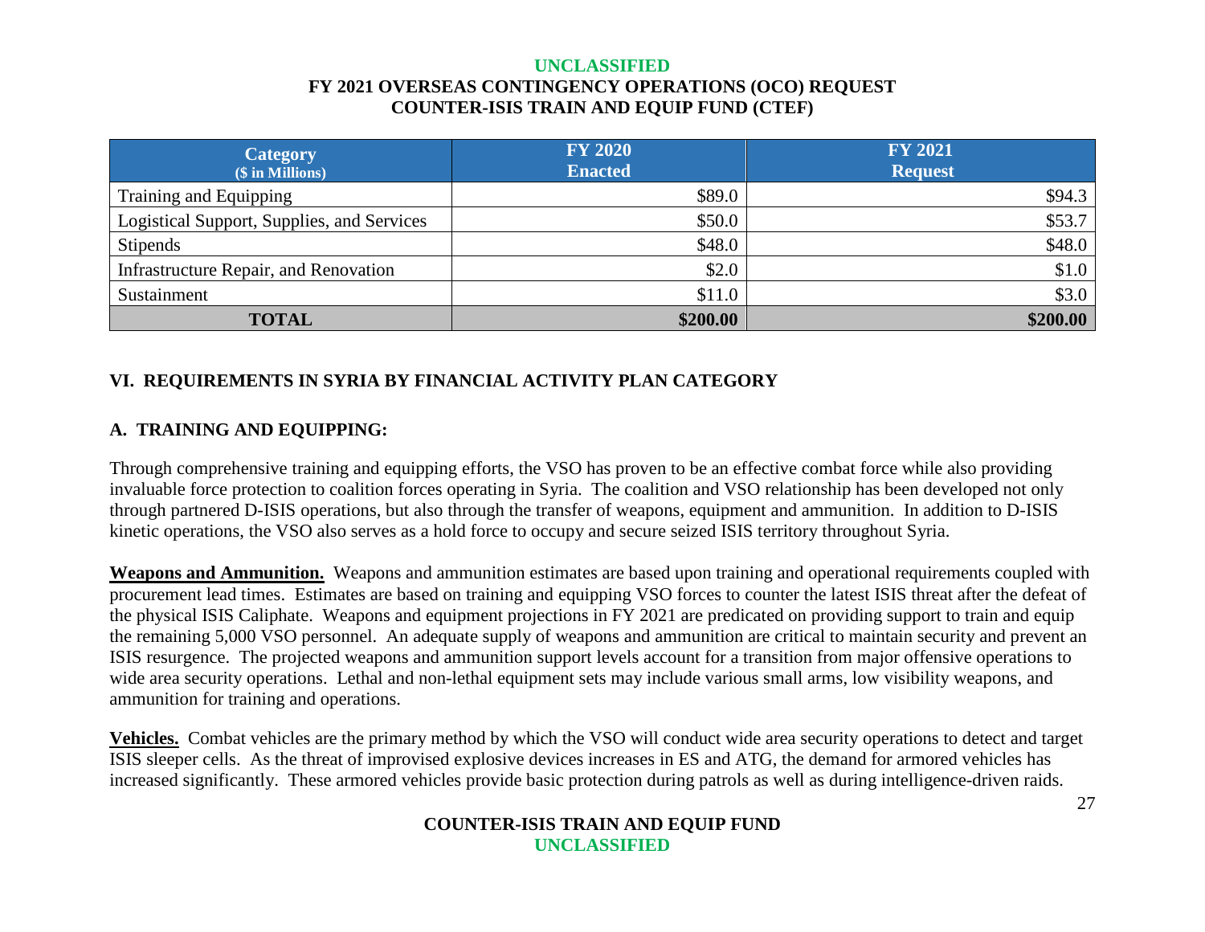| Category ($ in Millions) | FY 2020 Enacted | FY 2021 Request |
|---|---|---|
| Training and Equipping | $89.0 | $94.3 |
| Logistical Support, Supplies, and Services | $50.0 | $53.7 |
| Stipends | $48.0 | $48.0 |
| Infrastructure Repair, and Renovation | $2.0 | $1.0 |
| Sustainment | $11.0 | $3.0 |
| **TOTAL** | **$200.00** | **$200.00** |

## VI. REQUIREMENTS IN SYRIA BY FINANCIAL ACTIVITY PLAN CATEGORY

### A. TRAINING AND EQUIPPING:

Through comprehensive training and equipping efforts, the VSO has proven to be an effective combat force while also providing invaluable force protection to coalition forces operating in Syria. The coalition and VSO relationship has been developed not only through partnered D-ISIS operations, but also through the transfer of weapons, equipment and ammunition. In addition to D-ISIS kinetic operations, the VSO also serves as a hold force to occupy and secure seized ISIS territory throughout Syria.

**Weapons and Ammunition.** Weapons and ammunition estimates are based upon training and operational requirements coupled with procurement lead times. Estimates are based on training and equipping VSO forces to counter the latest ISIS threat after the defeat of the physical ISIS Caliphate. Weapons and equipment projections in FY 2021 are predicated on providing support to train and equip the remaining 5,000 VSO personnel. An adequate supply of weapons and ammunition are critical to maintain security and prevent an ISIS resurgence. The projected weapons and ammunition support levels account for a transition from major offensive operations to wide area security operations. Lethal and non-lethal equipment sets may include various small arms, low visibility weapons, and ammunition for training and operations.

**Vehicles.** Combat vehicles are the primary method by which the VSO will conduct wide area security operations to detect and target ISIS sleeper cells. As the threat of improvised explosive devices increases in ES and ATG, the demand for armored vehicles has increased significantly. These armored vehicles provide basic protection during patrols as well as during intelligence-driven raids.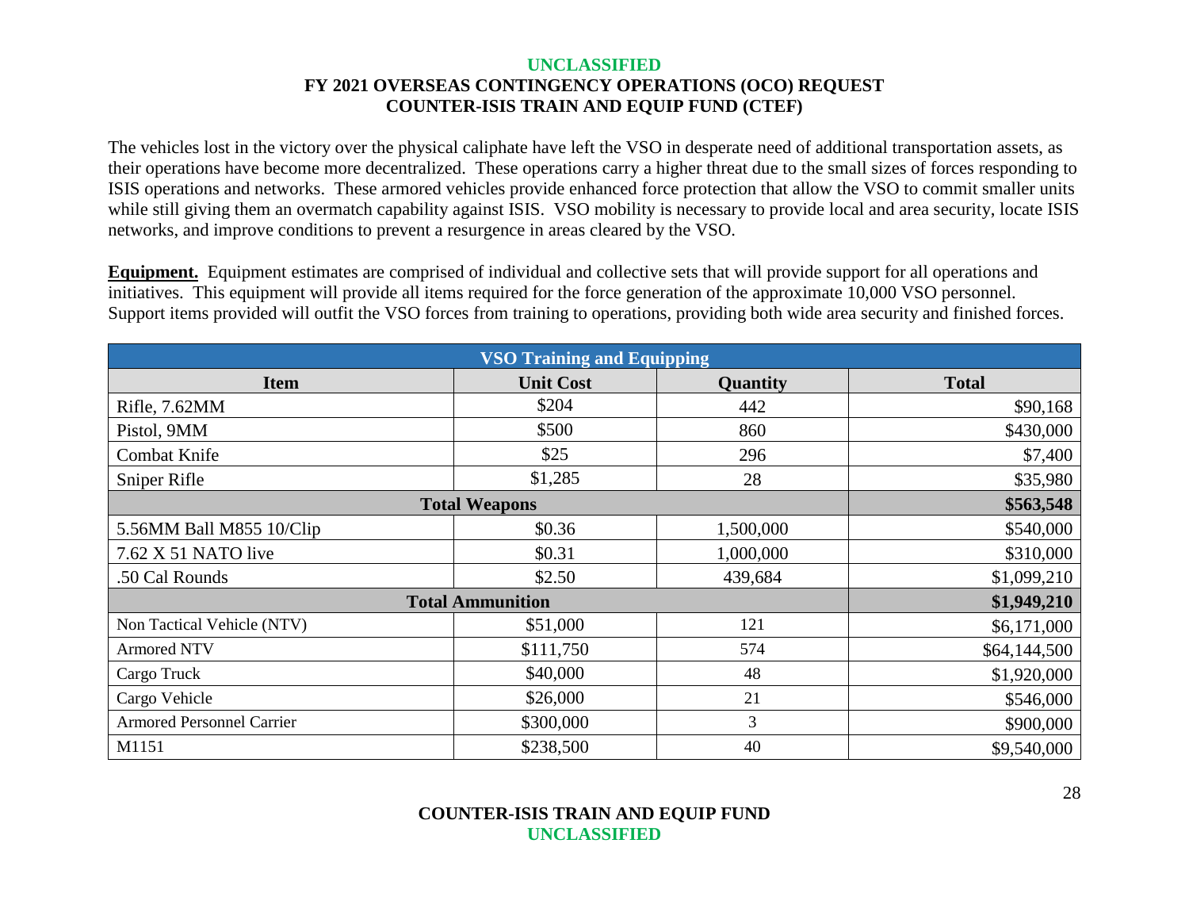The vehicles lost in the victory over the physical caliphate have left the VSO in desperate need of additional transportation assets, as their operations have become more decentralized. These operations carry a higher threat due to the small sizes of forces responding to ISIS operations and networks. These armored vehicles provide enhanced force protection that allow the VSO to commit smaller units while still giving them an overmatch capability against ISIS. VSO mobility is necessary to provide local and area security, locate ISIS networks, and improve conditions to prevent a resurgence in areas cleared by the VSO.

**Equipment.** Equipment estimates are comprised of individual and collective sets that will provide support for all operations and initiatives. This equipment will provide all items required for the force generation of the approximate 10,000 VSO personnel. Support items provided will outfit the VSO forces from training to operations, providing both wide area security and finished forces.

| VSO Training and Equipping | | | |
|---|---|---|---|
| **Item** | **Unit Cost** | **Quantity** | **Total** |
| Rifle, 7.62MM | $204 | 442 | $90,168 |
| Pistol, 9MM | $500 | 860 | $430,000 |
| Combat Knife | $25 | 296 | $7,400 |
| Sniper Rifle | $1,285 | 28 | $35,980 |
| **Total Weapons** | | | **$563,548** |
| 5.56MM Ball M855 10/Clip | $0.36 | 1,500,000 | $540,000 |
| 7.62 X 51 NATO live | $0.31 | 1,000,000 | $310,000 |
| .50 Cal Rounds | $2.50 | 439,684 | $1,099,210 |
| **Total Ammunition** | | | **$1,949,210** |
| Non Tactical Vehicle (NTV) | $51,000 | 121 | $6,171,000 |
| Armored NTV | $111,750 | 574 | $64,144,500 |
| Cargo Truck | $40,000 | 48 | $1,920,000 |
| Cargo Vehicle | $26,000 | 21 | $546,000 |
| Armored Personnel Carrier | $300,000 | 3 | $900,000 |
| M1151 | $238,500 | 40 | $9,540,000 |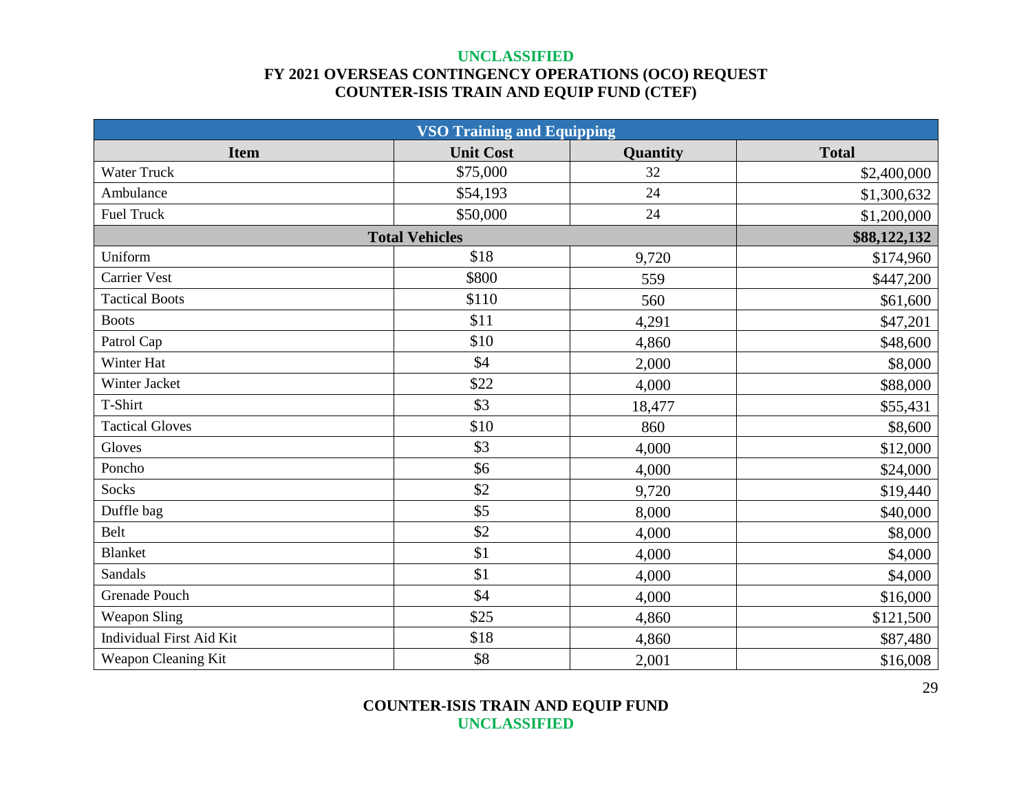**UNCLASSIFIED**

**FY 2021 OVERSEAS CONTINGENCY OPERATIONS (OCO) REQUEST**
**COUNTER-ISIS TRAIN AND EQUIP FUND (CTEF)**

| VSO Training and Equipping | | | |
|---|---|---|---|
| **Item** | **Unit Cost** | **Quantity** | **Total** |
| Water Truck | $75,000 | 32 | $2,400,000 |
| Ambulance | $54,193 | 24 | $1,300,632 |
| Fuel Truck | $50,000 | 24 | $1,200,000 |
| **Total Vehicles** | | | **$88,122,132** |
| Uniform | $18 | 9,720 | $174,960 |
| Carrier Vest | $800 | 559 | $447,200 |
| Tactical Boots | $110 | 560 | $61,600 |
| Boots | $11 | 4,291 | $47,201 |
| Patrol Cap | $10 | 4,860 | $48,600 |
| Winter Hat | $4 | 2,000 | $8,000 |
| Winter Jacket | $22 | 4,000 | $88,000 |
| T-Shirt | $3 | 18,477 | $55,431 |
| Tactical Gloves | $10 | 860 | $8,600 |
| Gloves | $3 | 4,000 | $12,000 |
| Poncho | $6 | 4,000 | $24,000 |
| Socks | $2 | 9,720 | $19,440 |
| Duffle bag | $5 | 8,000 | $40,000 |
| Belt | $2 | 4,000 | $8,000 |
| Blanket | $1 | 4,000 | $4,000 |
| Sandals | $1 | 4,000 | $4,000 |
| Grenade Pouch | $4 | 4,000 | $16,000 |
| Weapon Sling | $25 | 4,860 | $121,500 |
| Individual First Aid Kit | $18 | 4,860 | $87,480 |
| Weapon Cleaning Kit | $8 | 2,001 | $16,008 |

**COUNTER-ISIS TRAIN AND EQUIP FUND**
**UNCLASSIFIED**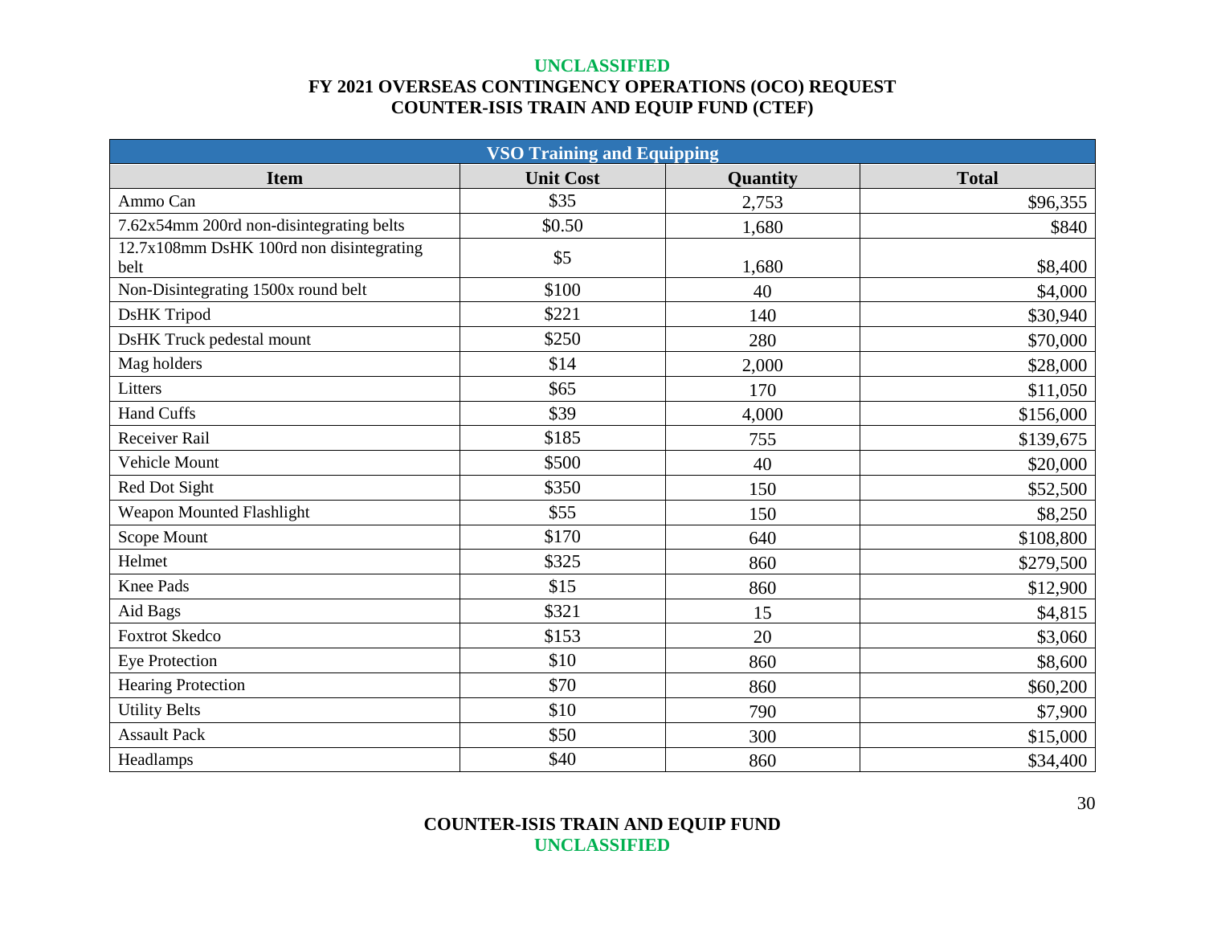**UNCLASSIFIED**
**FY 2021 OVERSEAS CONTINGENCY OPERATIONS (OCO) REQUEST**
**COUNTER-ISIS TRAIN AND EQUIP FUND (CTEF)**

| VSO Training and Equipping | | | |
|---|---|---|---|
| **Item** | **Unit Cost** | **Quantity** | **Total** |
| Ammo Can | $35 | 2,753 | $96,355 |
| 7.62x54mm 200rd non-disintegrating belts | $0.50 | 1,680 | $840 |
| 12.7x108mm DsHK 100rd non disintegrating belt | $5 | 1,680 | $8,400 |
| Non-Disintegrating 1500x round belt | $100 | 40 | $4,000 |
| DsHK Tripod | $221 | 140 | $30,940 |
| DsHK Truck pedestal mount | $250 | 280 | $70,000 |
| Mag holders | $14 | 2,000 | $28,000 |
| Litters | $65 | 170 | $11,050 |
| Hand Cuffs | $39 | 4,000 | $156,000 |
| Receiver Rail | $185 | 755 | $139,675 |
| Vehicle Mount | $500 | 40 | $20,000 |
| Red Dot Sight | $350 | 150 | $52,500 |
| Weapon Mounted Flashlight | $55 | 150 | $8,250 |
| Scope Mount | $170 | 640 | $108,800 |
| Helmet | $325 | 860 | $279,500 |
| Knee Pads | $15 | 860 | $12,900 |
| Aid Bags | $321 | 15 | $4,815 |
| Foxtrot Skedco | $153 | 20 | $3,060 |
| Eye Protection | $10 | 860 | $8,600 |
| Hearing Protection | $70 | 860 | $60,200 |
| Utility Belts | $10 | 790 | $7,900 |
| Assault Pack | $50 | 300 | $15,000 |
| Headlamps | $40 | 860 | $34,400 |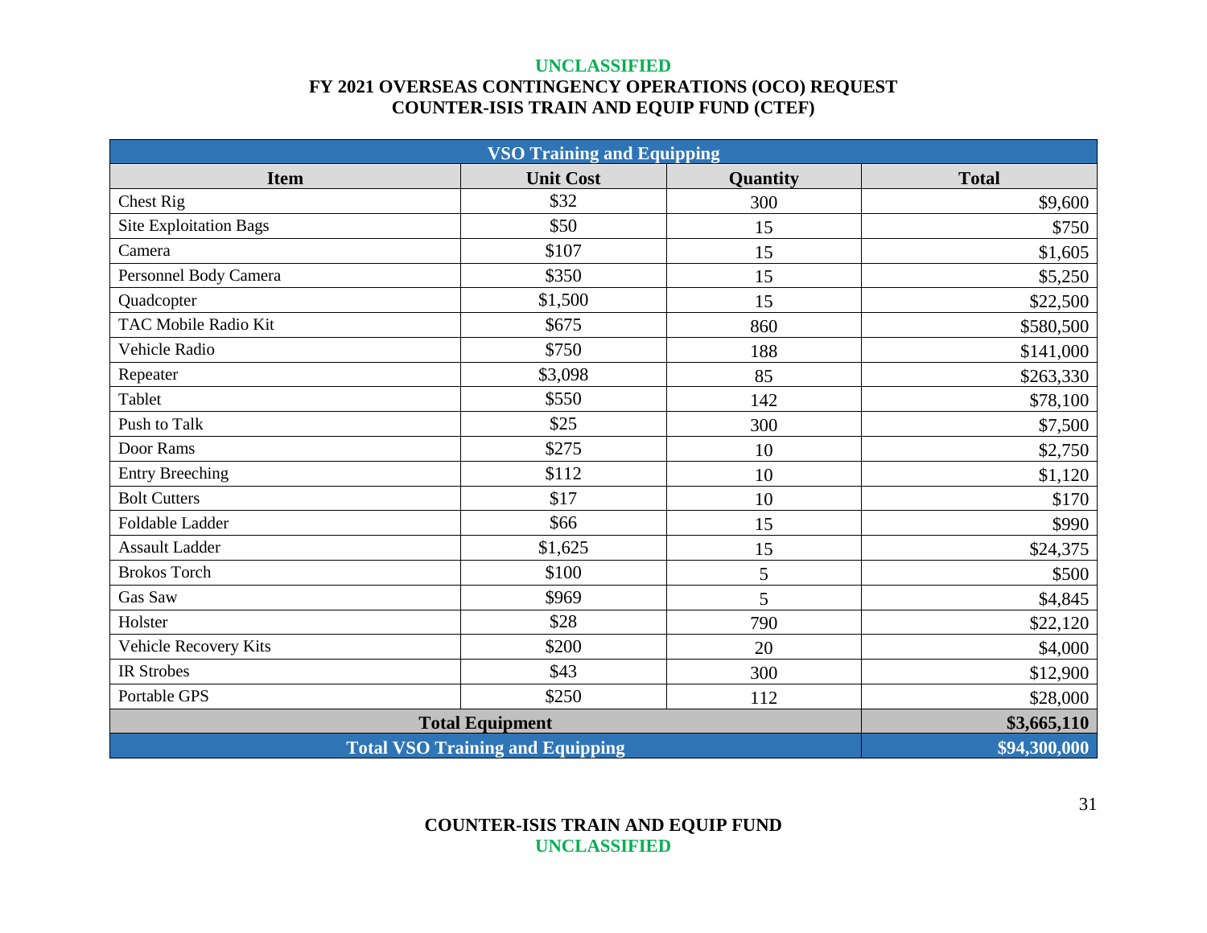UNCLASSIFIED
**FY 2021 OVERSEAS CONTINGENCY OPERATIONS (OCO) REQUEST**
**COUNTER-ISIS TRAIN AND EQUIP FUND (CTEF)**

| VSO Training and Equipping | | | |
|---|---|---|---|
| **Item** | **Unit Cost** | **Quantity** | **Total** |
| Chest Rig | $32 | 300 | $9,600 |
| Site Exploitation Bags | $50 | 15 | $750 |
| Camera | $107 | 15 | $1,605 |
| Personnel Body Camera | $350 | 15 | $5,250 |
| Quadcopter | $1,500 | 15 | $22,500 |
| TAC Mobile Radio Kit | $675 | 860 | $580,500 |
| Vehicle Radio | $750 | 188 | $141,000 |
| Repeater | $3,098 | 85 | $263,330 |
| Tablet | $550 | 142 | $78,100 |
| Push to Talk | $25 | 300 | $7,500 |
| Door Rams | $275 | 10 | $2,750 |
| Entry Breeching | $112 | 10 | $1,120 |
| Bolt Cutters | $17 | 10 | $170 |
| Foldable Ladder | $66 | 15 | $990 |
| Assault Ladder | $1,625 | 15 | $24,375 |
| Brokos Torch | $100 | 5 | $500 |
| Gas Saw | $969 | 5 | $4,845 |
| Holster | $28 | 790 | $22,120 |
| Vehicle Recovery Kits | $200 | 20 | $4,000 |
| IR Strobes | $43 | 300 | $12,900 |
| Portable GPS | $250 | 112 | $28,000 |
| **Total Equipment** | | | **$3,665,110** |
| **Total VSO Training and Equipping** | | | **$94,300,000** |

**COUNTER-ISIS TRAIN AND EQUIP FUND**
UNCLASSIFIED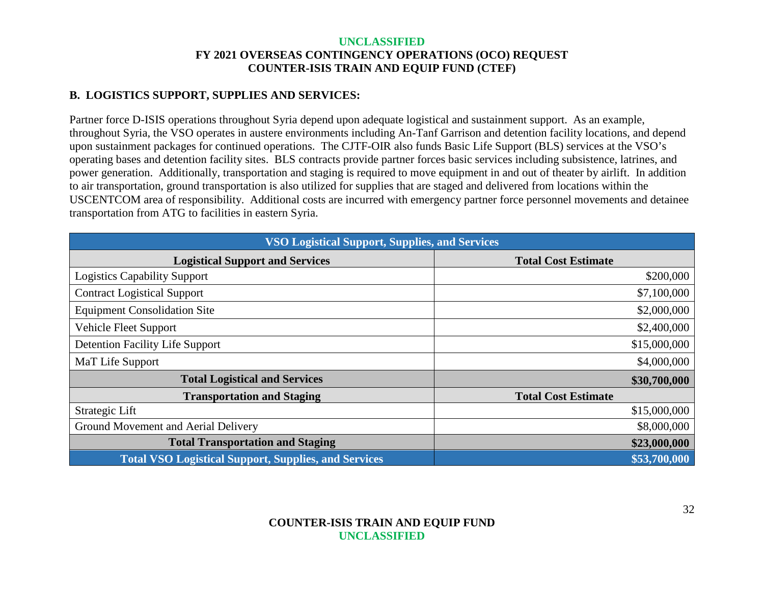## B. LOGISTICS SUPPORT, SUPPLIES AND SERVICES:

Partner force D-ISIS operations throughout Syria depend upon adequate logistical and sustainment support. As an example, throughout Syria, the VSO operates in austere environments including An-Tanf Garrison and detention facility locations, and depend upon sustainment packages for continued operations. The CJTF-OIR also funds Basic Life Support (BLS) services at the VSO's operating bases and detention facility sites. BLS contracts provide partner forces basic services including subsistence, latrines, and power generation. Additionally, transportation and staging is required to move equipment in and out of theater by airlift. In addition to air transportation, ground transportation is also utilized for supplies that are staged and delivered from locations within the USCENTCOM area of responsibility. Additional costs are incurred with emergency partner force personnel movements and detainee transportation from ATG to facilities in eastern Syria.

| VSO Logistical Support, Supplies, and Services | |
|---|---|
| **Logistical Support and Services** | **Total Cost Estimate** |
| Logistics Capability Support | $200,000 |
| Contract Logistical Support | $7,100,000 |
| Equipment Consolidation Site | $2,000,000 |
| Vehicle Fleet Support | $2,400,000 |
| Detention Facility Life Support | $15,000,000 |
| MaT Life Support | $4,000,000 |
| **Total Logistical and Services** | **$30,700,000** |
| **Transportation and Staging** | **Total Cost Estimate** |
| Strategic Lift | $15,000,000 |
| Ground Movement and Aerial Delivery | $8,000,000 |
| **Total Transportation and Staging** | **$23,000,000** |
| **Total VSO Logistical Support, Supplies, and Services** | **$53,700,000** |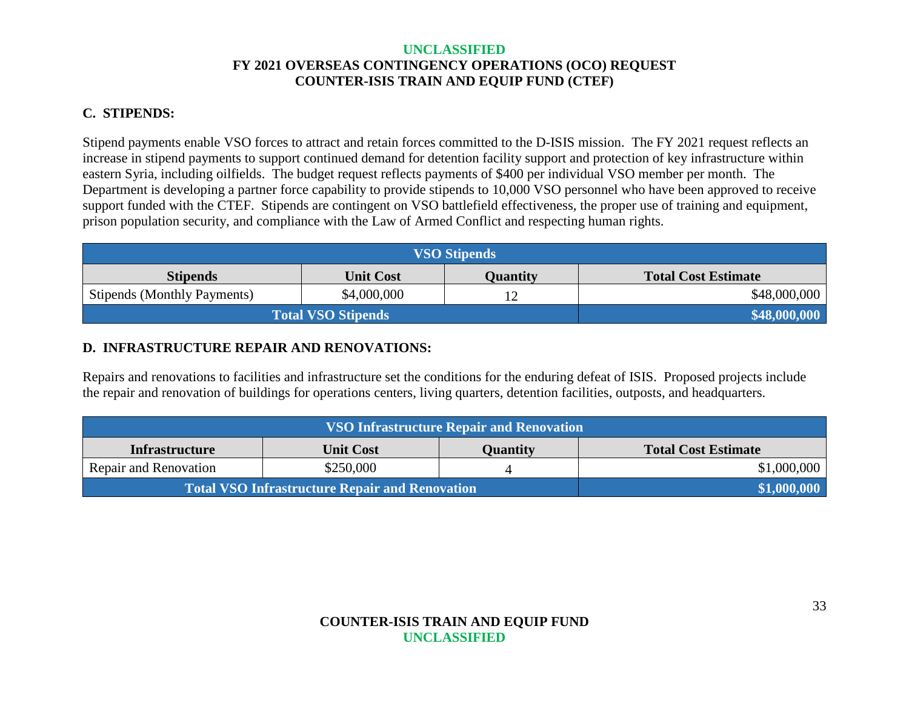## C. STIPENDS:

Stipend payments enable VSO forces to attract and retain forces committed to the D-ISIS mission. The FY 2021 request reflects an increase in stipend payments to support continued demand for detention facility support and protection of key infrastructure within eastern Syria, including oilfields. The budget request reflects payments of $400 per individual VSO member per month. The Department is developing a partner force capability to provide stipends to 10,000 VSO personnel who have been approved to receive support funded with the CTEF. Stipends are contingent on VSO battlefield effectiveness, the proper use of training and equipment, prison population security, and compliance with the Law of Armed Conflict and respecting human rights.

| VSO Stipends | | | |
|---|---|---|---|
| **Stipends** | **Unit Cost** | **Quantity** | **Total Cost Estimate** |
| Stipends (Monthly Payments) | $4,000,000 | 12 | $48,000,000 |
| **Total VSO Stipends** | | | **$48,000,000** |

## D. INFRASTRUCTURE REPAIR AND RENOVATIONS:

Repairs and renovations to facilities and infrastructure set the conditions for the enduring defeat of ISIS. Proposed projects include the repair and renovation of buildings for operations centers, living quarters, detention facilities, outposts, and headquarters.

| VSO Infrastructure Repair and Renovation | | | |
|---|---|---|---|
| **Infrastructure** | **Unit Cost** | **Quantity** | **Total Cost Estimate** |
| Repair and Renovation | $250,000 | 4 | $1,000,000 |
| **Total VSO Infrastructure Repair and Renovation** | | | **$1,000,000** |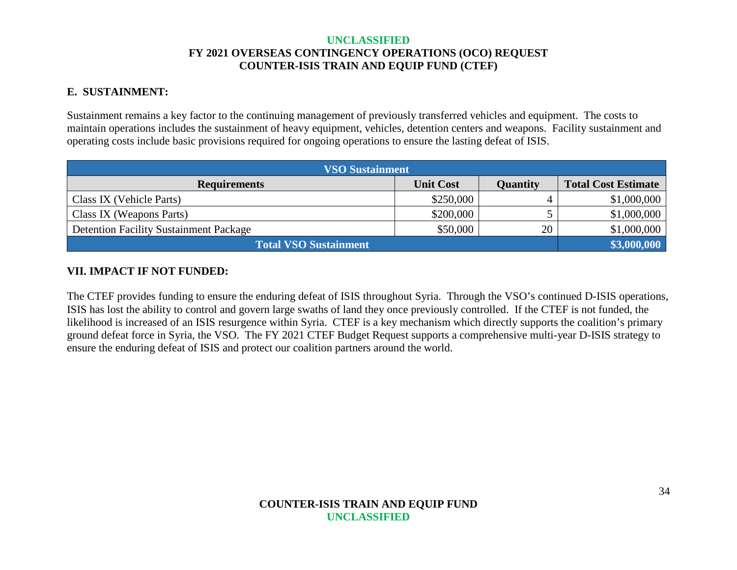### E. SUSTAINMENT:

Sustainment remains a key factor to the continuing management of previously transferred vehicles and equipment. The costs to maintain operations includes the sustainment of heavy equipment, vehicles, detention centers and weapons. Facility sustainment and operating costs include basic provisions required for ongoing operations to ensure the lasting defeat of ISIS.

| VSO Sustainment | | | |
|---|---|---|---|
| **Requirements** | **Unit Cost** | **Quantity** | **Total Cost Estimate** |
| Class IX (Vehicle Parts) | $250,000 | 4 | $1,000,000 |
| Class IX (Weapons Parts) | $200,000 | 5 | $1,000,000 |
| Detention Facility Sustainment Package | $50,000 | 20 | $1,000,000 |
| **Total VSO Sustainment** | | | **$3,000,000** |

## VII. IMPACT IF NOT FUNDED:

The CTEF provides funding to ensure the enduring defeat of ISIS throughout Syria. Through the VSO's continued D-ISIS operations, ISIS has lost the ability to control and govern large swaths of land they once previously controlled. If the CTEF is not funded, the likelihood is increased of an ISIS resurgence within Syria. CTEF is a key mechanism which directly supports the coalition's primary ground defeat force in Syria, the VSO. The FY 2021 CTEF Budget Request supports a comprehensive multi-year D-ISIS strategy to ensure the enduring defeat of ISIS and protect our coalition partners around the world.